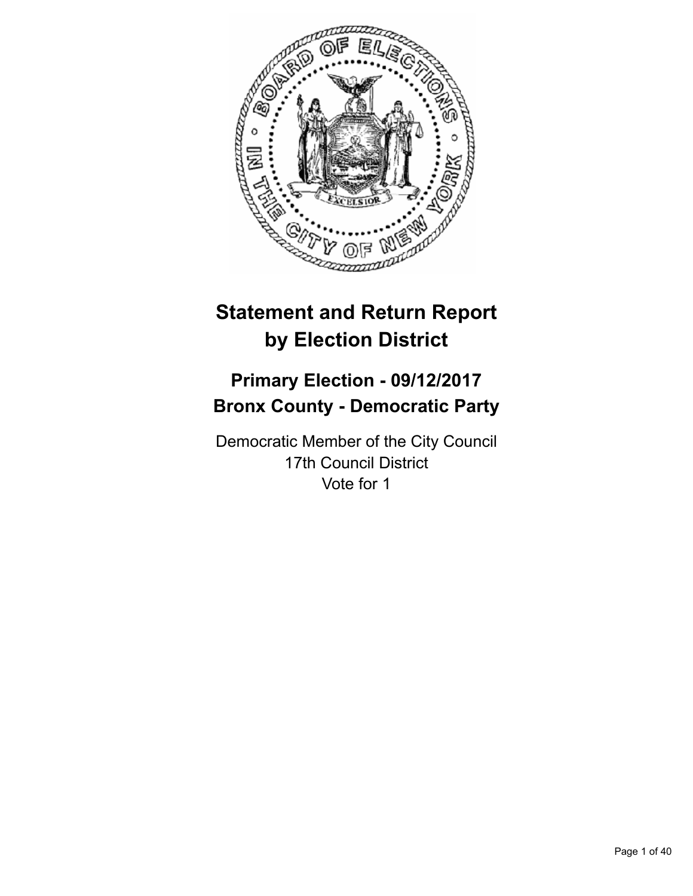# Statement and Return Report by Election District

## Primary Election - 09/12/2017
## Bronx County - Democratic Party

Democratic Member of the City Council
17th Council District
Vote for 1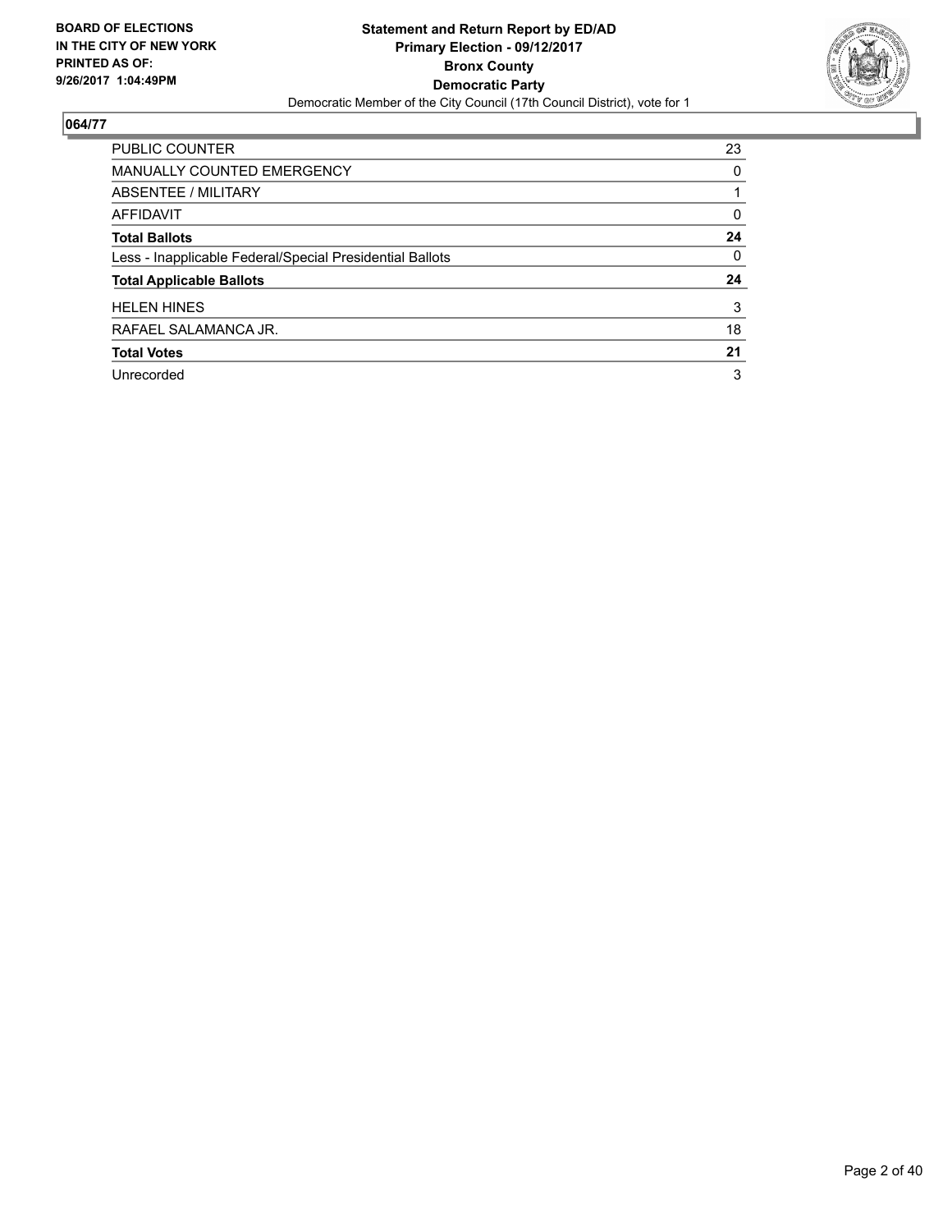**BOARD OF ELECTIONS IN THE CITY OF NEW YORK PRINTED AS OF: 9/26/2017 1:04:49PM**

**Statement and Return Report by ED/AD**
**Primary Election - 09/12/2017**
**Bronx County**
**Democratic Party**
Democratic Member of the City Council (17th Council District), vote for 1

## 064/77

| | |
|---|---|
| PUBLIC COUNTER | 23 |
| MANUALLY COUNTED EMERGENCY | 0 |
| ABSENTEE / MILITARY | 1 |
| AFFIDAVIT | 0 |
| **Total Ballots** | **24** |
| Less - Inapplicable Federal/Special Presidential Ballots | 0 |
| **Total Applicable Ballots** | **24** |
| HELEN HINES | 3 |
| RAFAEL SALAMANCA JR. | 18 |
| **Total Votes** | **21** |
| Unrecorded | 3 |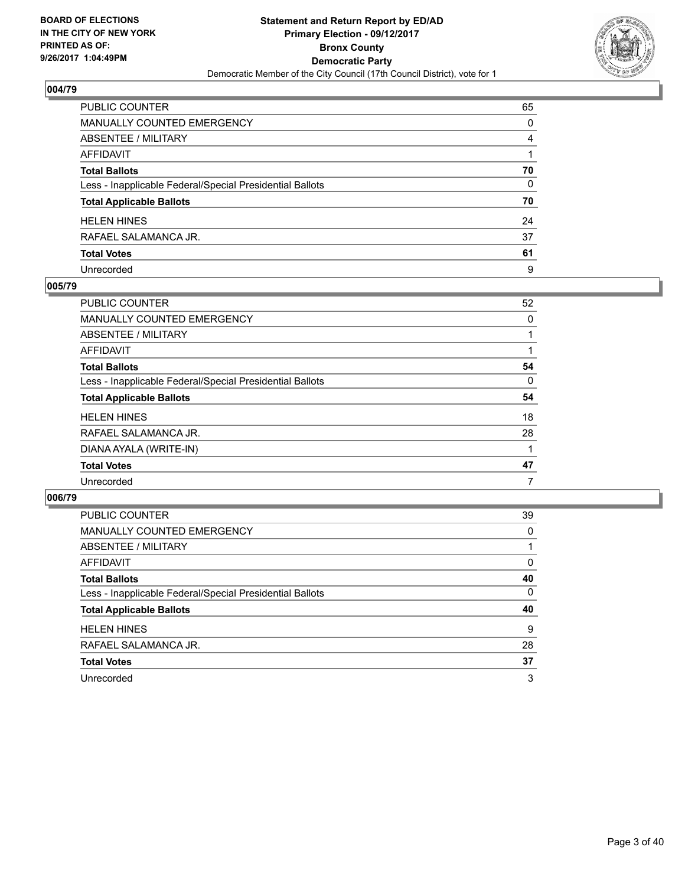**BOARD OF ELECTIONS IN THE CITY OF NEW YORK PRINTED AS OF: 9/26/2017 1:04:49PM**

**Statement and Return Report by ED/AD Primary Election - 09/12/2017 Bronx County Democratic Party**
Democratic Member of the City Council (17th Council District), vote for 1

## 004/79

| | |
|---|---|
| PUBLIC COUNTER | 65 |
| MANUALLY COUNTED EMERGENCY | 0 |
| ABSENTEE / MILITARY | 4 |
| AFFIDAVIT | 1 |
| **Total Ballots** | **70** |
| Less - Inapplicable Federal/Special Presidential Ballots | 0 |
| **Total Applicable Ballots** | **70** |
| HELEN HINES | 24 |
| RAFAEL SALAMANCA JR. | 37 |
| **Total Votes** | **61** |
| Unrecorded | 9 |

## 005/79

| | |
|---|---|
| PUBLIC COUNTER | 52 |
| MANUALLY COUNTED EMERGENCY | 0 |
| ABSENTEE / MILITARY | 1 |
| AFFIDAVIT | 1 |
| **Total Ballots** | **54** |
| Less - Inapplicable Federal/Special Presidential Ballots | 0 |
| **Total Applicable Ballots** | **54** |
| HELEN HINES | 18 |
| RAFAEL SALAMANCA JR. | 28 |
| DIANA AYALA (WRITE-IN) | 1 |
| **Total Votes** | **47** |
| Unrecorded | 7 |

## 006/79

| | |
|---|---|
| PUBLIC COUNTER | 39 |
| MANUALLY COUNTED EMERGENCY | 0 |
| ABSENTEE / MILITARY | 1 |
| AFFIDAVIT | 0 |
| **Total Ballots** | **40** |
| Less - Inapplicable Federal/Special Presidential Ballots | 0 |
| **Total Applicable Ballots** | **40** |
| HELEN HINES | 9 |
| RAFAEL SALAMANCA JR. | 28 |
| **Total Votes** | **37** |
| Unrecorded | 3 |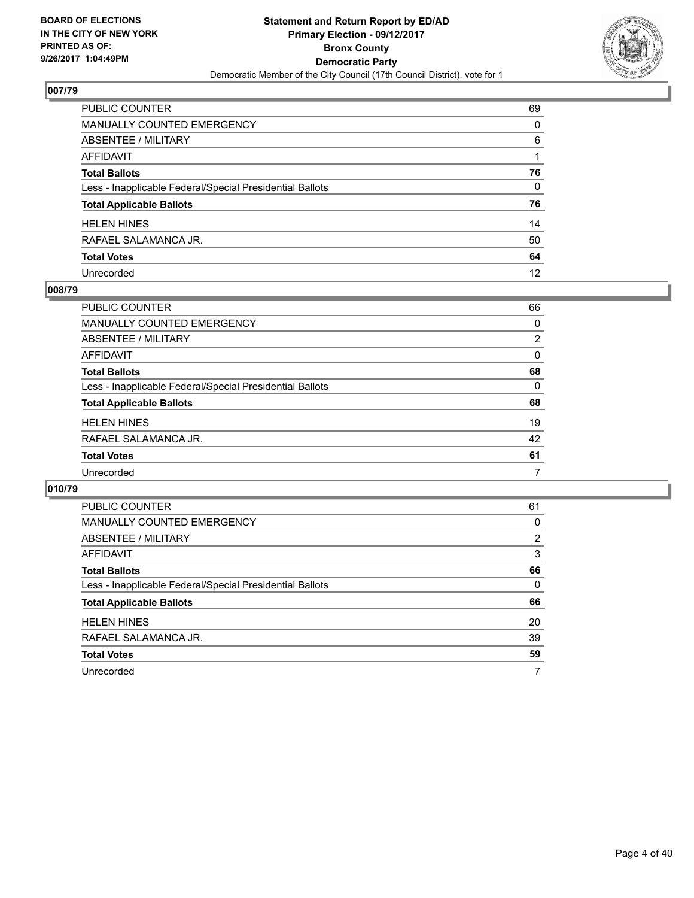## 007/79

| | |
|---|---|
| PUBLIC COUNTER | 69 |
| MANUALLY COUNTED EMERGENCY | 0 |
| ABSENTEE / MILITARY | 6 |
| AFFIDAVIT | 1 |
| **Total Ballots** | **76** |
| Less - Inapplicable Federal/Special Presidential Ballots | 0 |
| **Total Applicable Ballots** | **76** |
| HELEN HINES | 14 |
| RAFAEL SALAMANCA JR. | 50 |
| **Total Votes** | **64** |
| Unrecorded | 12 |

## 008/79

| | |
|---|---|
| PUBLIC COUNTER | 66 |
| MANUALLY COUNTED EMERGENCY | 0 |
| ABSENTEE / MILITARY | 2 |
| AFFIDAVIT | 0 |
| **Total Ballots** | **68** |
| Less - Inapplicable Federal/Special Presidential Ballots | 0 |
| **Total Applicable Ballots** | **68** |
| HELEN HINES | 19 |
| RAFAEL SALAMANCA JR. | 42 |
| **Total Votes** | **61** |
| Unrecorded | 7 |

## 010/79

| | |
|---|---|
| PUBLIC COUNTER | 61 |
| MANUALLY COUNTED EMERGENCY | 0 |
| ABSENTEE / MILITARY | 2 |
| AFFIDAVIT | 3 |
| **Total Ballots** | **66** |
| Less - Inapplicable Federal/Special Presidential Ballots | 0 |
| **Total Applicable Ballots** | **66** |
| HELEN HINES | 20 |
| RAFAEL SALAMANCA JR. | 39 |
| **Total Votes** | **59** |
| Unrecorded | 7 |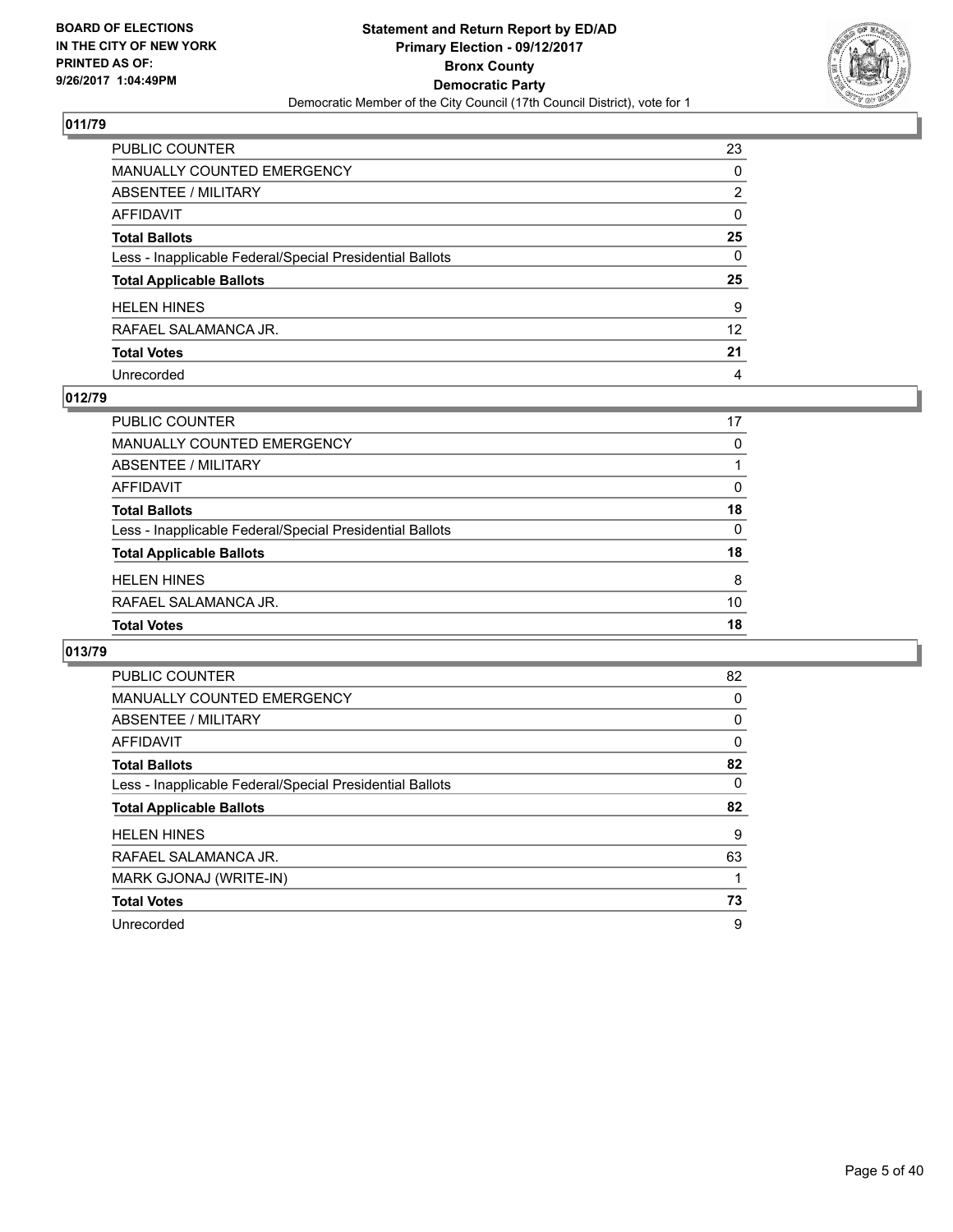## 011/79

| | |
|---|---|
| PUBLIC COUNTER | 23 |
| MANUALLY COUNTED EMERGENCY | 0 |
| ABSENTEE / MILITARY | 2 |
| AFFIDAVIT | 0 |
| **Total Ballots** | **25** |
| Less - Inapplicable Federal/Special Presidential Ballots | 0 |
| **Total Applicable Ballots** | **25** |
| HELEN HINES | 9 |
| RAFAEL SALAMANCA JR. | 12 |
| **Total Votes** | **21** |
| Unrecorded | 4 |

## 012/79

| | |
|---|---|
| PUBLIC COUNTER | 17 |
| MANUALLY COUNTED EMERGENCY | 0 |
| ABSENTEE / MILITARY | 1 |
| AFFIDAVIT | 0 |
| **Total Ballots** | **18** |
| Less - Inapplicable Federal/Special Presidential Ballots | 0 |
| **Total Applicable Ballots** | **18** |
| HELEN HINES | 8 |
| RAFAEL SALAMANCA JR. | 10 |
| **Total Votes** | **18** |

## 013/79

| | |
|---|---|
| PUBLIC COUNTER | 82 |
| MANUALLY COUNTED EMERGENCY | 0 |
| ABSENTEE / MILITARY | 0 |
| AFFIDAVIT | 0 |
| **Total Ballots** | **82** |
| Less - Inapplicable Federal/Special Presidential Ballots | 0 |
| **Total Applicable Ballots** | **82** |
| HELEN HINES | 9 |
| RAFAEL SALAMANCA JR. | 63 |
| MARK GJONAJ (WRITE-IN) | 1 |
| **Total Votes** | **73** |
| Unrecorded | 9 |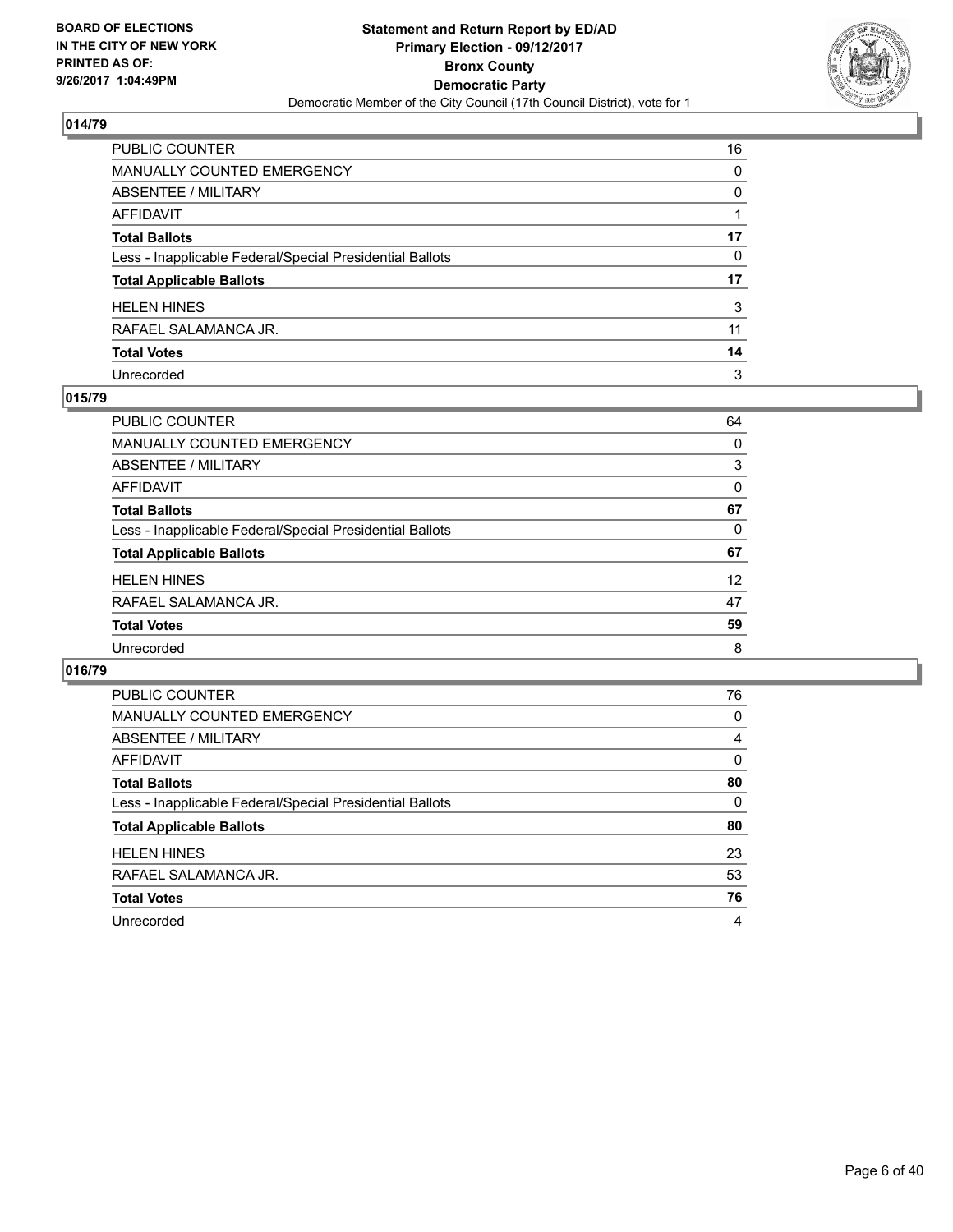**BOARD OF ELECTIONS IN THE CITY OF NEW YORK PRINTED AS OF: 9/26/2017 1:04:49PM**

**Statement and Return Report by ED/AD
Primary Election - 09/12/2017
Bronx County
Democratic Party**
Democratic Member of the City Council (17th Council District), vote for 1

## 014/79

| | |
|---|---|
| PUBLIC COUNTER | 16 |
| MANUALLY COUNTED EMERGENCY | 0 |
| ABSENTEE / MILITARY | 0 |
| AFFIDAVIT | 1 |
| **Total Ballots** | **17** |
| Less - Inapplicable Federal/Special Presidential Ballots | 0 |
| **Total Applicable Ballots** | **17** |
| HELEN HINES | 3 |
| RAFAEL SALAMANCA JR. | 11 |
| **Total Votes** | **14** |
| Unrecorded | 3 |

## 015/79

| | |
|---|---|
| PUBLIC COUNTER | 64 |
| MANUALLY COUNTED EMERGENCY | 0 |
| ABSENTEE / MILITARY | 3 |
| AFFIDAVIT | 0 |
| **Total Ballots** | **67** |
| Less - Inapplicable Federal/Special Presidential Ballots | 0 |
| **Total Applicable Ballots** | **67** |
| HELEN HINES | 12 |
| RAFAEL SALAMANCA JR. | 47 |
| **Total Votes** | **59** |
| Unrecorded | 8 |

## 016/79

| | |
|---|---|
| PUBLIC COUNTER | 76 |
| MANUALLY COUNTED EMERGENCY | 0 |
| ABSENTEE / MILITARY | 4 |
| AFFIDAVIT | 0 |
| **Total Ballots** | **80** |
| Less - Inapplicable Federal/Special Presidential Ballots | 0 |
| **Total Applicable Ballots** | **80** |
| HELEN HINES | 23 |
| RAFAEL SALAMANCA JR. | 53 |
| **Total Votes** | **76** |
| Unrecorded | 4 |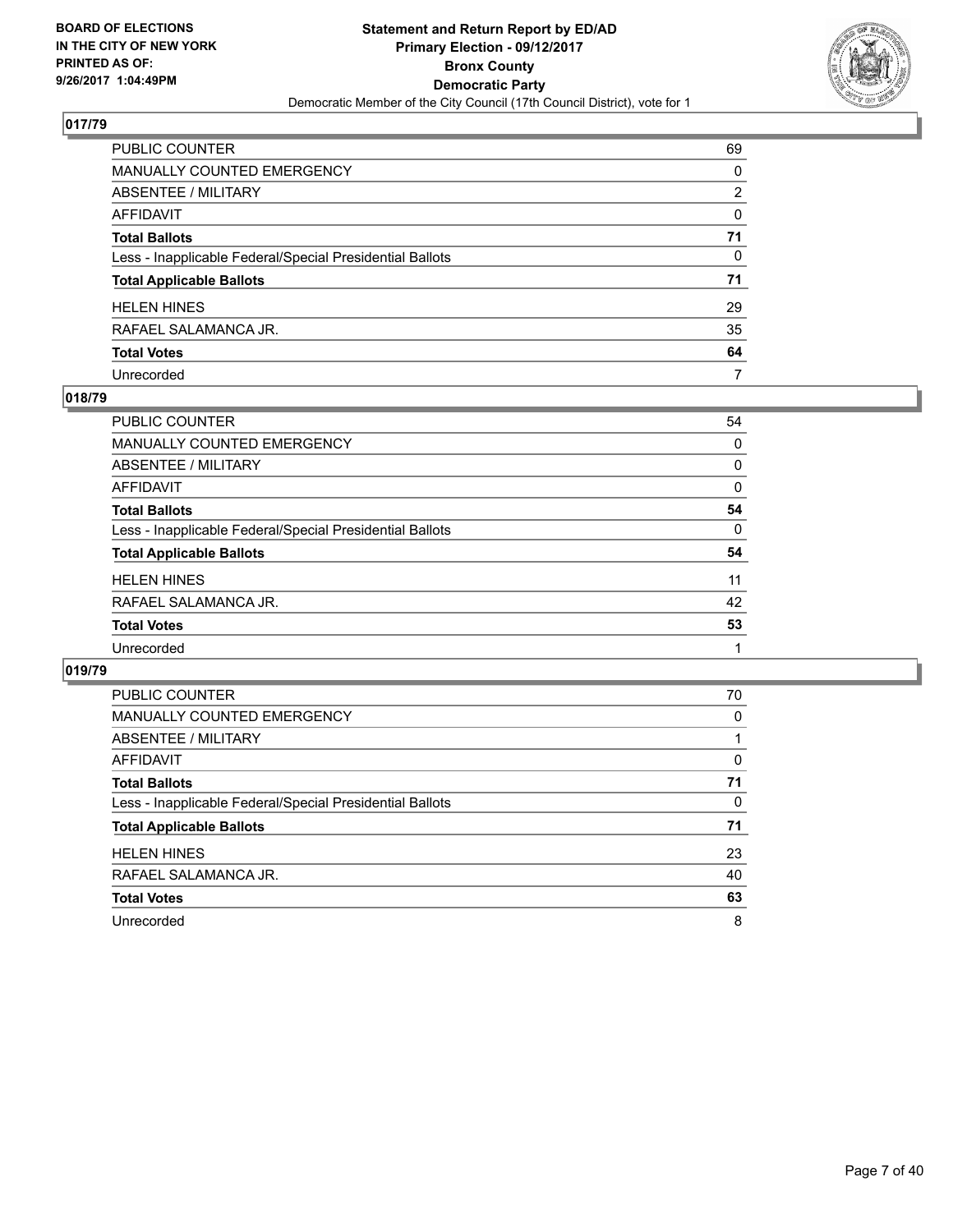**BOARD OF ELECTIONS IN THE CITY OF NEW YORK PRINTED AS OF: 9/26/2017 1:04:49PM**

**Statement and Return Report by ED/AD Primary Election - 09/12/2017 Bronx County Democratic Party**

Democratic Member of the City Council (17th Council District), vote for 1

## 017/79

| | |
|---|---|
| PUBLIC COUNTER | 69 |
| MANUALLY COUNTED EMERGENCY | 0 |
| ABSENTEE / MILITARY | 2 |
| AFFIDAVIT | 0 |
| **Total Ballots** | **71** |
| Less - Inapplicable Federal/Special Presidential Ballots | 0 |
| **Total Applicable Ballots** | **71** |
| HELEN HINES | 29 |
| RAFAEL SALAMANCA JR. | 35 |
| **Total Votes** | **64** |
| Unrecorded | 7 |

## 018/79

| | |
|---|---|
| PUBLIC COUNTER | 54 |
| MANUALLY COUNTED EMERGENCY | 0 |
| ABSENTEE / MILITARY | 0 |
| AFFIDAVIT | 0 |
| **Total Ballots** | **54** |
| Less - Inapplicable Federal/Special Presidential Ballots | 0 |
| **Total Applicable Ballots** | **54** |
| HELEN HINES | 11 |
| RAFAEL SALAMANCA JR. | 42 |
| **Total Votes** | **53** |
| Unrecorded | 1 |

## 019/79

| | |
|---|---|
| PUBLIC COUNTER | 70 |
| MANUALLY COUNTED EMERGENCY | 0 |
| ABSENTEE / MILITARY | 1 |
| AFFIDAVIT | 0 |
| **Total Ballots** | **71** |
| Less - Inapplicable Federal/Special Presidential Ballots | 0 |
| **Total Applicable Ballots** | **71** |
| HELEN HINES | 23 |
| RAFAEL SALAMANCA JR. | 40 |
| **Total Votes** | **63** |
| Unrecorded | 8 |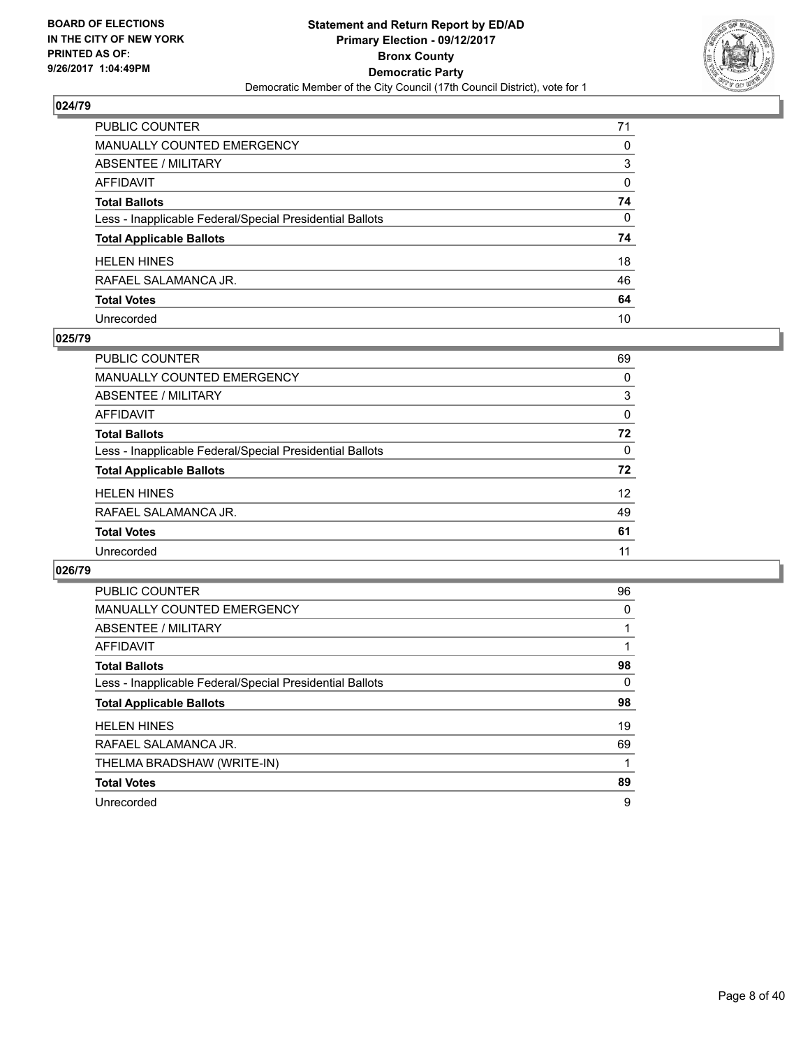BOARD OF ELECTIONS
IN THE CITY OF NEW YORK
PRINTED AS OF:
9/26/2017 1:04:49PM

**Statement and Return Report by ED/AD**
**Primary Election - 09/12/2017**
**Bronx County**
**Democratic Party**
Democratic Member of the City Council (17th Council District), vote for 1

### 024/79

| | |
|---|---|
| PUBLIC COUNTER | 71 |
| MANUALLY COUNTED EMERGENCY | 0 |
| ABSENTEE / MILITARY | 3 |
| AFFIDAVIT | 0 |
| **Total Ballots** | **74** |
| Less - Inapplicable Federal/Special Presidential Ballots | 0 |
| **Total Applicable Ballots** | **74** |
| HELEN HINES | 18 |
| RAFAEL SALAMANCA JR. | 46 |
| **Total Votes** | **64** |
| Unrecorded | 10 |

### 025/79

| | |
|---|---|
| PUBLIC COUNTER | 69 |
| MANUALLY COUNTED EMERGENCY | 0 |
| ABSENTEE / MILITARY | 3 |
| AFFIDAVIT | 0 |
| **Total Ballots** | **72** |
| Less - Inapplicable Federal/Special Presidential Ballots | 0 |
| **Total Applicable Ballots** | **72** |
| HELEN HINES | 12 |
| RAFAEL SALAMANCA JR. | 49 |
| **Total Votes** | **61** |
| Unrecorded | 11 |

### 026/79

| | |
|---|---|
| PUBLIC COUNTER | 96 |
| MANUALLY COUNTED EMERGENCY | 0 |
| ABSENTEE / MILITARY | 1 |
| AFFIDAVIT | 1 |
| **Total Ballots** | **98** |
| Less - Inapplicable Federal/Special Presidential Ballots | 0 |
| **Total Applicable Ballots** | **98** |
| HELEN HINES | 19 |
| RAFAEL SALAMANCA JR. | 69 |
| THELMA BRADSHAW (WRITE-IN) | 1 |
| **Total Votes** | **89** |
| Unrecorded | 9 |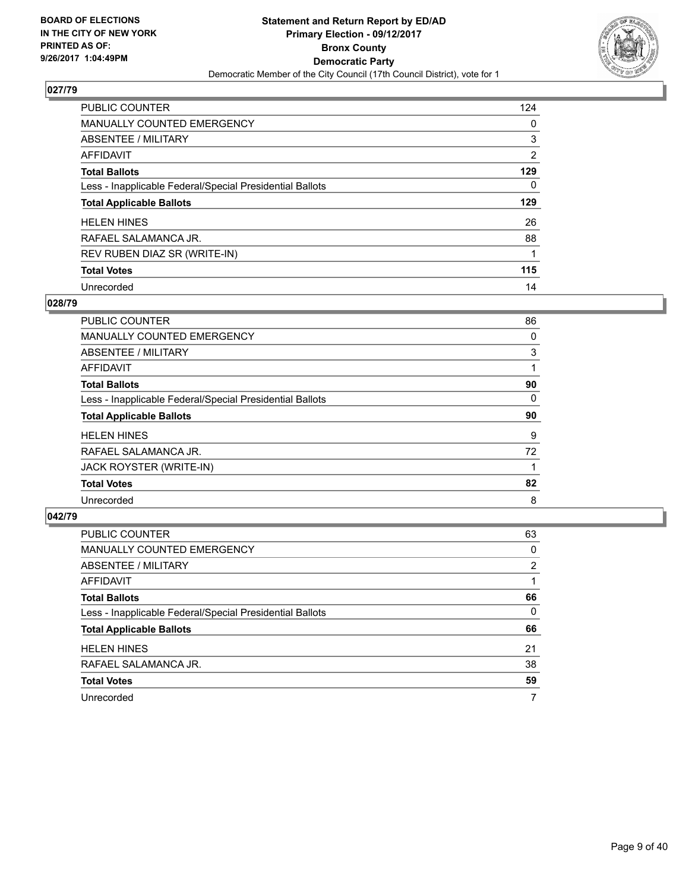BOARD OF ELECTIONS
IN THE CITY OF NEW YORK
PRINTED AS OF:
9/26/2017 1:04:49PM

**Statement and Return Report by ED/AD**
**Primary Election - 09/12/2017**
**Bronx County**
**Democratic Party**
Democratic Member of the City Council (17th Council District), vote for 1

## 027/79

| | |
|---|---|
| PUBLIC COUNTER | 124 |
| MANUALLY COUNTED EMERGENCY | 0 |
| ABSENTEE / MILITARY | 3 |
| AFFIDAVIT | 2 |
| **Total Ballots** | **129** |
| Less - Inapplicable Federal/Special Presidential Ballots | 0 |
| **Total Applicable Ballots** | **129** |
| HELEN HINES | 26 |
| RAFAEL SALAMANCA JR. | 88 |
| REV RUBEN DIAZ SR (WRITE-IN) | 1 |
| **Total Votes** | **115** |
| Unrecorded | 14 |

## 028/79

| | |
|---|---|
| PUBLIC COUNTER | 86 |
| MANUALLY COUNTED EMERGENCY | 0 |
| ABSENTEE / MILITARY | 3 |
| AFFIDAVIT | 1 |
| **Total Ballots** | **90** |
| Less - Inapplicable Federal/Special Presidential Ballots | 0 |
| **Total Applicable Ballots** | **90** |
| HELEN HINES | 9 |
| RAFAEL SALAMANCA JR. | 72 |
| JACK ROYSTER (WRITE-IN) | 1 |
| **Total Votes** | **82** |
| Unrecorded | 8 |

## 042/79

| | |
|---|---|
| PUBLIC COUNTER | 63 |
| MANUALLY COUNTED EMERGENCY | 0 |
| ABSENTEE / MILITARY | 2 |
| AFFIDAVIT | 1 |
| **Total Ballots** | **66** |
| Less - Inapplicable Federal/Special Presidential Ballots | 0 |
| **Total Applicable Ballots** | **66** |
| HELEN HINES | 21 |
| RAFAEL SALAMANCA JR. | 38 |
| **Total Votes** | **59** |
| Unrecorded | 7 |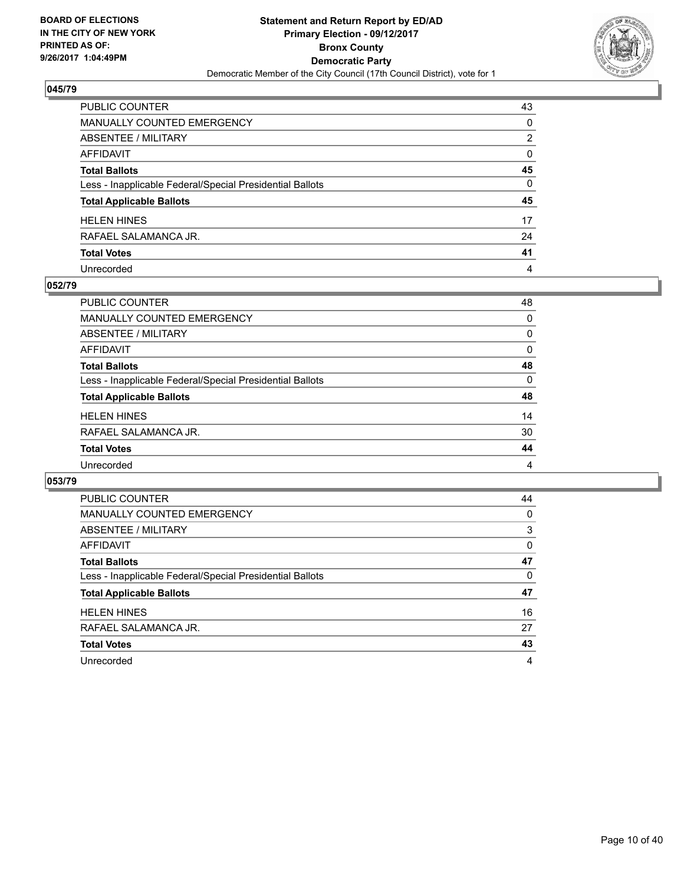**Statement and Return Report by ED/AD**
**Primary Election - 09/12/2017**
**Bronx County**
**Democratic Party**
Democratic Member of the City Council (17th Council District), vote for 1

BOARD OF ELECTIONS
IN THE CITY OF NEW YORK
PRINTED AS OF:
9/26/2017 1:04:49PM

### 045/79

| | |
|---|---|
| PUBLIC COUNTER | 43 |
| MANUALLY COUNTED EMERGENCY | 0 |
| ABSENTEE / MILITARY | 2 |
| AFFIDAVIT | 0 |
| **Total Ballots** | **45** |
| Less - Inapplicable Federal/Special Presidential Ballots | 0 |
| **Total Applicable Ballots** | **45** |
| HELEN HINES | 17 |
| RAFAEL SALAMANCA JR. | 24 |
| **Total Votes** | **41** |
| Unrecorded | 4 |

### 052/79

| | |
|---|---|
| PUBLIC COUNTER | 48 |
| MANUALLY COUNTED EMERGENCY | 0 |
| ABSENTEE / MILITARY | 0 |
| AFFIDAVIT | 0 |
| **Total Ballots** | **48** |
| Less - Inapplicable Federal/Special Presidential Ballots | 0 |
| **Total Applicable Ballots** | **48** |
| HELEN HINES | 14 |
| RAFAEL SALAMANCA JR. | 30 |
| **Total Votes** | **44** |
| Unrecorded | 4 |

### 053/79

| | |
|---|---|
| PUBLIC COUNTER | 44 |
| MANUALLY COUNTED EMERGENCY | 0 |
| ABSENTEE / MILITARY | 3 |
| AFFIDAVIT | 0 |
| **Total Ballots** | **47** |
| Less - Inapplicable Federal/Special Presidential Ballots | 0 |
| **Total Applicable Ballots** | **47** |
| HELEN HINES | 16 |
| RAFAEL SALAMANCA JR. | 27 |
| **Total Votes** | **43** |
| Unrecorded | 4 |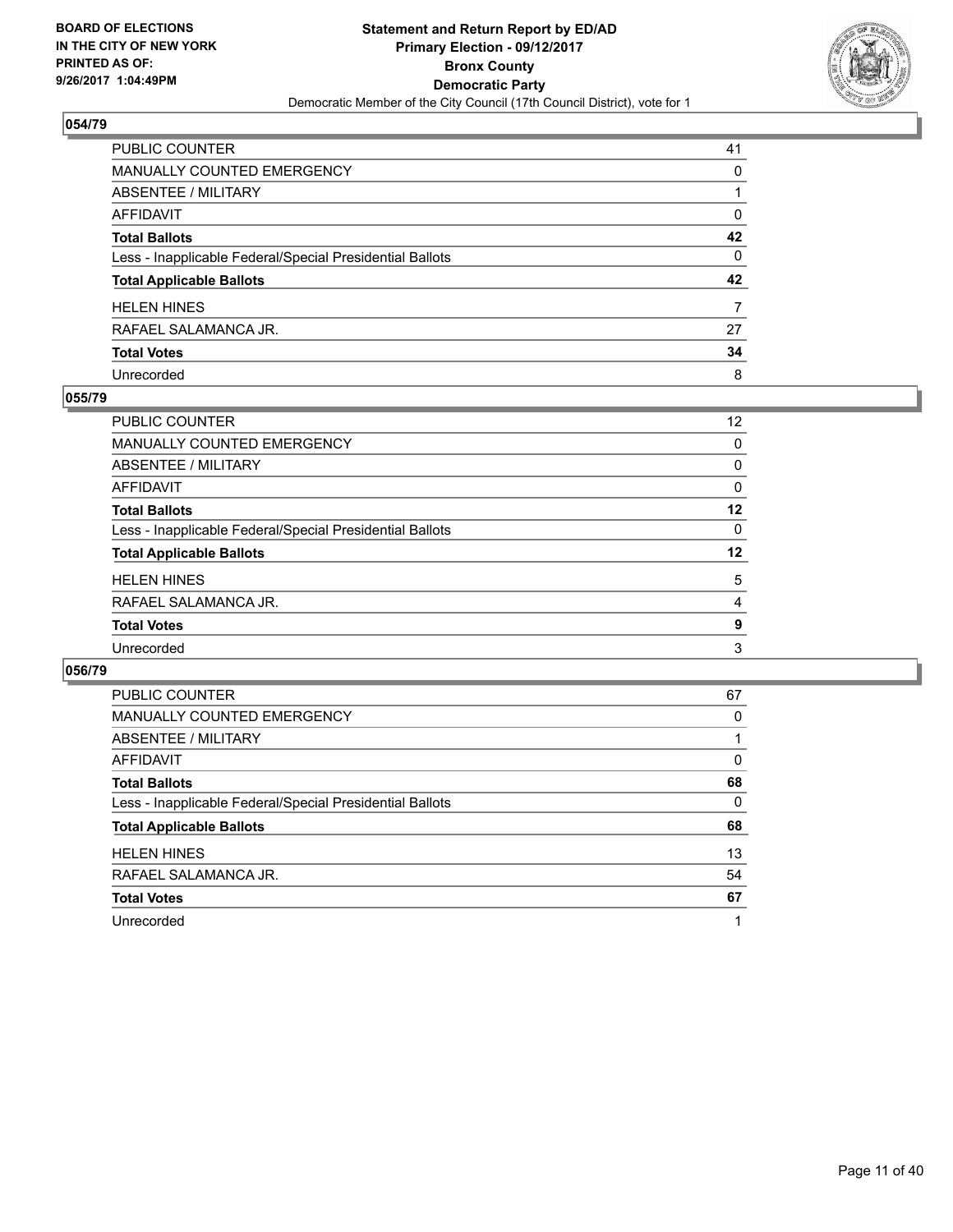# Statement and Return Report by ED/AD
## Primary Election - 09/12/2017
## Bronx County
## Democratic Party
### Democratic Member of the City Council (17th Council District), vote for 1

BOARD OF ELECTIONS IN THE CITY OF NEW YORK PRINTED AS OF: 9/26/2017 1:04:49PM

### 054/79

| | |
|---|---|
| PUBLIC COUNTER | 41 |
| MANUALLY COUNTED EMERGENCY | 0 |
| ABSENTEE / MILITARY | 1 |
| AFFIDAVIT | 0 |
| **Total Ballots** | **42** |
| Less - Inapplicable Federal/Special Presidential Ballots | 0 |
| **Total Applicable Ballots** | **42** |
| HELEN HINES | 7 |
| RAFAEL SALAMANCA JR. | 27 |
| **Total Votes** | **34** |
| Unrecorded | 8 |

### 055/79

| | |
|---|---|
| PUBLIC COUNTER | 12 |
| MANUALLY COUNTED EMERGENCY | 0 |
| ABSENTEE / MILITARY | 0 |
| AFFIDAVIT | 0 |
| **Total Ballots** | **12** |
| Less - Inapplicable Federal/Special Presidential Ballots | 0 |
| **Total Applicable Ballots** | **12** |
| HELEN HINES | 5 |
| RAFAEL SALAMANCA JR. | 4 |
| **Total Votes** | **9** |
| Unrecorded | 3 |

### 056/79

| | |
|---|---|
| PUBLIC COUNTER | 67 |
| MANUALLY COUNTED EMERGENCY | 0 |
| ABSENTEE / MILITARY | 1 |
| AFFIDAVIT | 0 |
| **Total Ballots** | **68** |
| Less - Inapplicable Federal/Special Presidential Ballots | 0 |
| **Total Applicable Ballots** | **68** |
| HELEN HINES | 13 |
| RAFAEL SALAMANCA JR. | 54 |
| **Total Votes** | **67** |
| Unrecorded | 1 |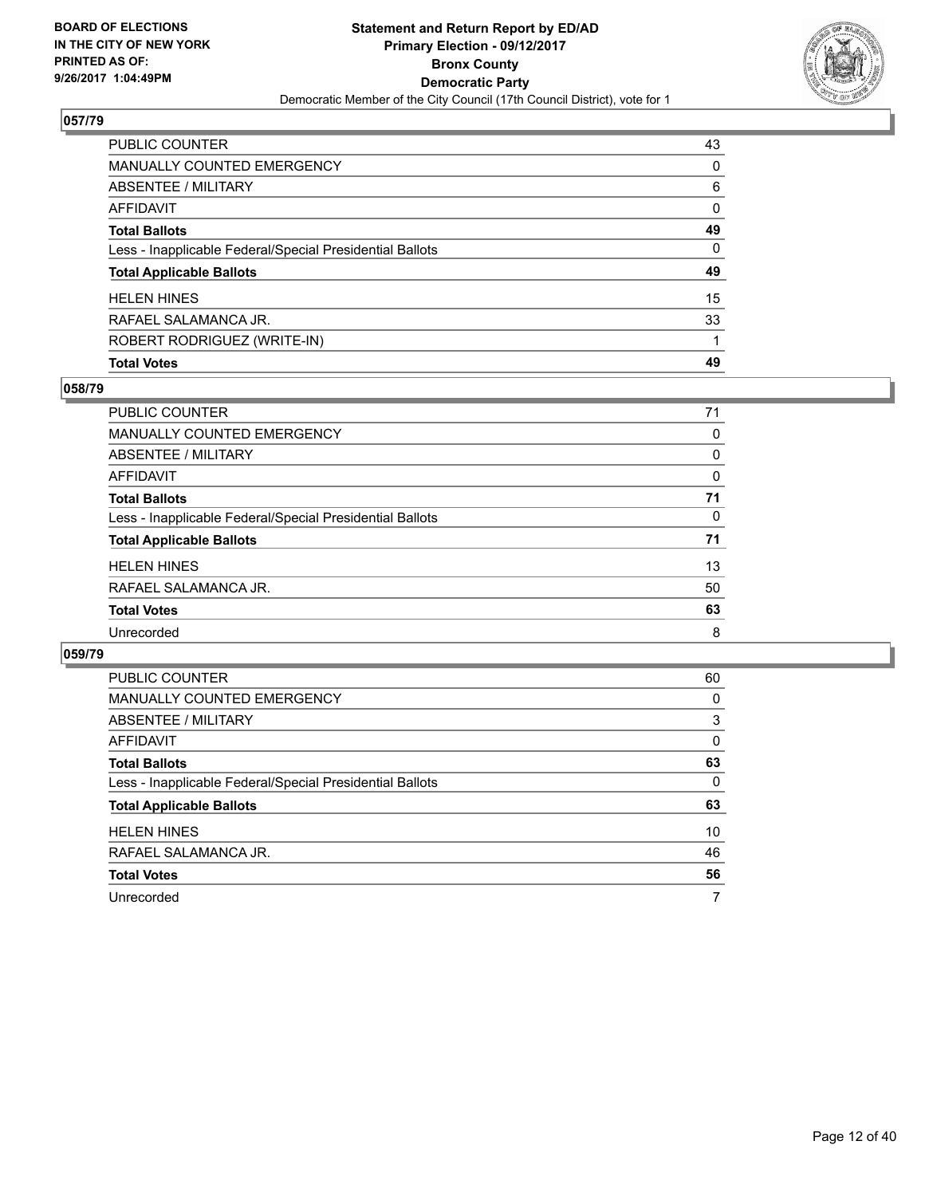## 057/79

| | |
|---|---|
| PUBLIC COUNTER | 43 |
| MANUALLY COUNTED EMERGENCY | 0 |
| ABSENTEE / MILITARY | 6 |
| AFFIDAVIT | 0 |
| **Total Ballots** | **49** |
| Less - Inapplicable Federal/Special Presidential Ballots | 0 |
| **Total Applicable Ballots** | **49** |
| HELEN HINES | 15 |
| RAFAEL SALAMANCA JR. | 33 |
| ROBERT RODRIGUEZ (WRITE-IN) | 1 |
| **Total Votes** | **49** |

## 058/79

| | |
|---|---|
| PUBLIC COUNTER | 71 |
| MANUALLY COUNTED EMERGENCY | 0 |
| ABSENTEE / MILITARY | 0 |
| AFFIDAVIT | 0 |
| **Total Ballots** | **71** |
| Less - Inapplicable Federal/Special Presidential Ballots | 0 |
| **Total Applicable Ballots** | **71** |
| HELEN HINES | 13 |
| RAFAEL SALAMANCA JR. | 50 |
| **Total Votes** | **63** |
| Unrecorded | 8 |

## 059/79

| | |
|---|---|
| PUBLIC COUNTER | 60 |
| MANUALLY COUNTED EMERGENCY | 0 |
| ABSENTEE / MILITARY | 3 |
| AFFIDAVIT | 0 |
| **Total Ballots** | **63** |
| Less - Inapplicable Federal/Special Presidential Ballots | 0 |
| **Total Applicable Ballots** | **63** |
| HELEN HINES | 10 |
| RAFAEL SALAMANCA JR. | 46 |
| **Total Votes** | **56** |
| Unrecorded | 7 |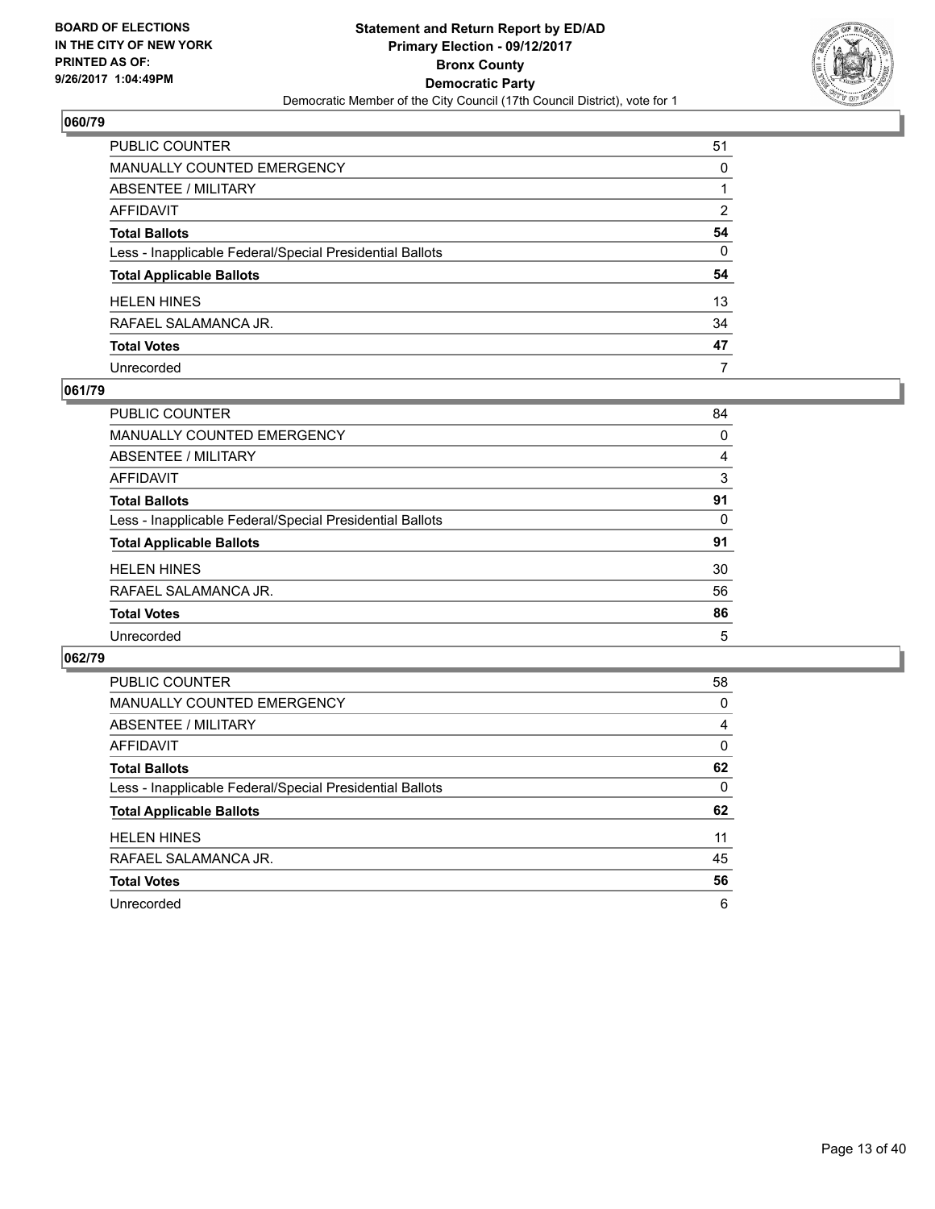BOARD OF ELECTIONS
IN THE CITY OF NEW YORK
PRINTED AS OF:
9/26/2017 1:04:49PM

**Statement and Return Report by ED/AD**
**Primary Election - 09/12/2017**
**Bronx County**
**Democratic Party**
Democratic Member of the City Council (17th Council District), vote for 1

## 060/79

| | |
|---|---|
| PUBLIC COUNTER | 51 |
| MANUALLY COUNTED EMERGENCY | 0 |
| ABSENTEE / MILITARY | 1 |
| AFFIDAVIT | 2 |
| **Total Ballots** | **54** |
| Less - Inapplicable Federal/Special Presidential Ballots | 0 |
| **Total Applicable Ballots** | **54** |
| HELEN HINES | 13 |
| RAFAEL SALAMANCA JR. | 34 |
| **Total Votes** | **47** |
| Unrecorded | 7 |

## 061/79

| | |
|---|---|
| PUBLIC COUNTER | 84 |
| MANUALLY COUNTED EMERGENCY | 0 |
| ABSENTEE / MILITARY | 4 |
| AFFIDAVIT | 3 |
| **Total Ballots** | **91** |
| Less - Inapplicable Federal/Special Presidential Ballots | 0 |
| **Total Applicable Ballots** | **91** |
| HELEN HINES | 30 |
| RAFAEL SALAMANCA JR. | 56 |
| **Total Votes** | **86** |
| Unrecorded | 5 |

## 062/79

| | |
|---|---|
| PUBLIC COUNTER | 58 |
| MANUALLY COUNTED EMERGENCY | 0 |
| ABSENTEE / MILITARY | 4 |
| AFFIDAVIT | 0 |
| **Total Ballots** | **62** |
| Less - Inapplicable Federal/Special Presidential Ballots | 0 |
| **Total Applicable Ballots** | **62** |
| HELEN HINES | 11 |
| RAFAEL SALAMANCA JR. | 45 |
| **Total Votes** | **56** |
| Unrecorded | 6 |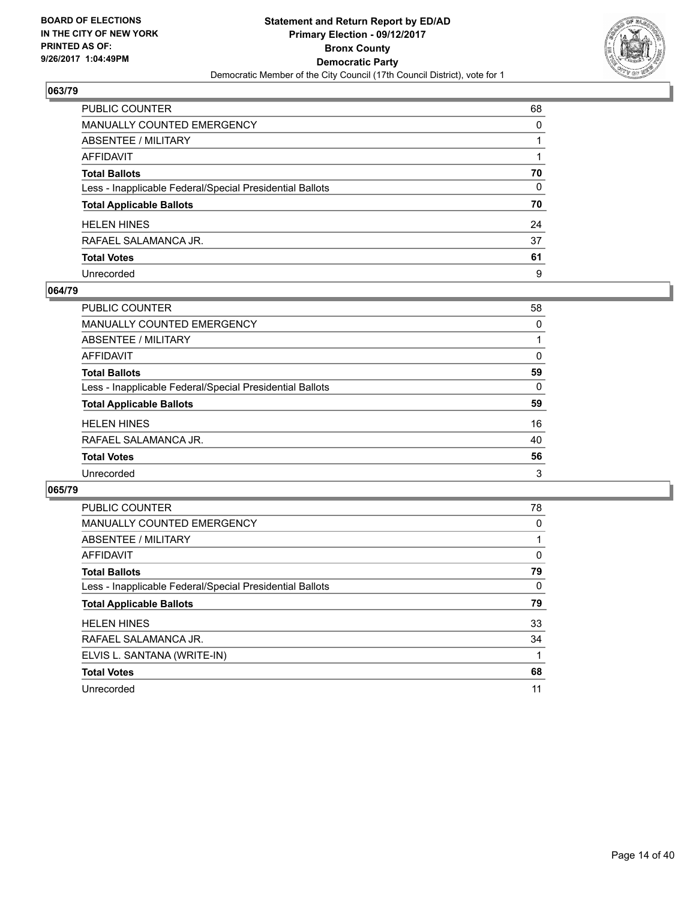BOARD OF ELECTIONS
IN THE CITY OF NEW YORK
PRINTED AS OF:
9/26/2017 1:04:49PM

**Statement and Return Report by ED/AD**
**Primary Election - 09/12/2017**
**Bronx County**
**Democratic Party**
Democratic Member of the City Council (17th Council District), vote for 1

## 063/79

| | |
|---|---|
| PUBLIC COUNTER | 68 |
| MANUALLY COUNTED EMERGENCY | 0 |
| ABSENTEE / MILITARY | 1 |
| AFFIDAVIT | 1 |
| **Total Ballots** | **70** |
| Less - Inapplicable Federal/Special Presidential Ballots | 0 |
| **Total Applicable Ballots** | **70** |
| HELEN HINES | 24 |
| RAFAEL SALAMANCA JR. | 37 |
| **Total Votes** | **61** |
| Unrecorded | 9 |

## 064/79

| | |
|---|---|
| PUBLIC COUNTER | 58 |
| MANUALLY COUNTED EMERGENCY | 0 |
| ABSENTEE / MILITARY | 1 |
| AFFIDAVIT | 0 |
| **Total Ballots** | **59** |
| Less - Inapplicable Federal/Special Presidential Ballots | 0 |
| **Total Applicable Ballots** | **59** |
| HELEN HINES | 16 |
| RAFAEL SALAMANCA JR. | 40 |
| **Total Votes** | **56** |
| Unrecorded | 3 |

## 065/79

| | |
|---|---|
| PUBLIC COUNTER | 78 |
| MANUALLY COUNTED EMERGENCY | 0 |
| ABSENTEE / MILITARY | 1 |
| AFFIDAVIT | 0 |
| **Total Ballots** | **79** |
| Less - Inapplicable Federal/Special Presidential Ballots | 0 |
| **Total Applicable Ballots** | **79** |
| HELEN HINES | 33 |
| RAFAEL SALAMANCA JR. | 34 |
| ELVIS L. SANTANA (WRITE-IN) | 1 |
| **Total Votes** | **68** |
| Unrecorded | 11 |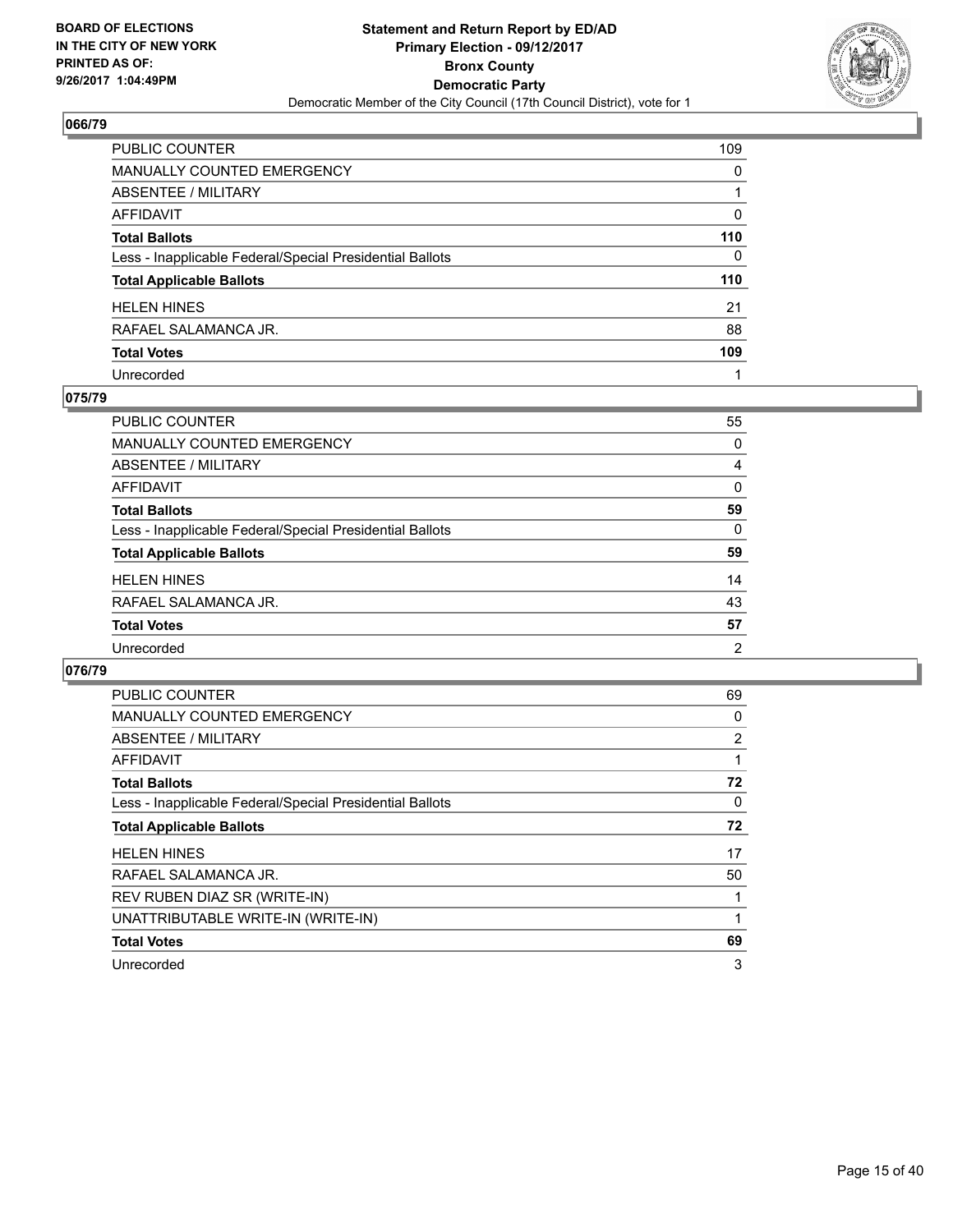BOARD OF ELECTIONS
IN THE CITY OF NEW YORK
PRINTED AS OF:
9/26/2017 1:04:49PM

**Statement and Return Report by ED/AD**
**Primary Election - 09/12/2017**
**Bronx County**
**Democratic Party**
Democratic Member of the City Council (17th Council District), vote for 1

### 066/79

| | |
|---|---|
| PUBLIC COUNTER | 109 |
| MANUALLY COUNTED EMERGENCY | 0 |
| ABSENTEE / MILITARY | 1 |
| AFFIDAVIT | 0 |
| **Total Ballots** | **110** |
| Less - Inapplicable Federal/Special Presidential Ballots | 0 |
| **Total Applicable Ballots** | **110** |
| HELEN HINES | 21 |
| RAFAEL SALAMANCA JR. | 88 |
| **Total Votes** | **109** |
| Unrecorded | 1 |

### 075/79

| | |
|---|---|
| PUBLIC COUNTER | 55 |
| MANUALLY COUNTED EMERGENCY | 0 |
| ABSENTEE / MILITARY | 4 |
| AFFIDAVIT | 0 |
| **Total Ballots** | **59** |
| Less - Inapplicable Federal/Special Presidential Ballots | 0 |
| **Total Applicable Ballots** | **59** |
| HELEN HINES | 14 |
| RAFAEL SALAMANCA JR. | 43 |
| **Total Votes** | **57** |
| Unrecorded | 2 |

### 076/79

| | |
|---|---|
| PUBLIC COUNTER | 69 |
| MANUALLY COUNTED EMERGENCY | 0 |
| ABSENTEE / MILITARY | 2 |
| AFFIDAVIT | 1 |
| **Total Ballots** | **72** |
| Less - Inapplicable Federal/Special Presidential Ballots | 0 |
| **Total Applicable Ballots** | **72** |
| HELEN HINES | 17 |
| RAFAEL SALAMANCA JR. | 50 |
| REV RUBEN DIAZ SR (WRITE-IN) | 1 |
| UNATTRIBUTABLE WRITE-IN (WRITE-IN) | 1 |
| **Total Votes** | **69** |
| Unrecorded | 3 |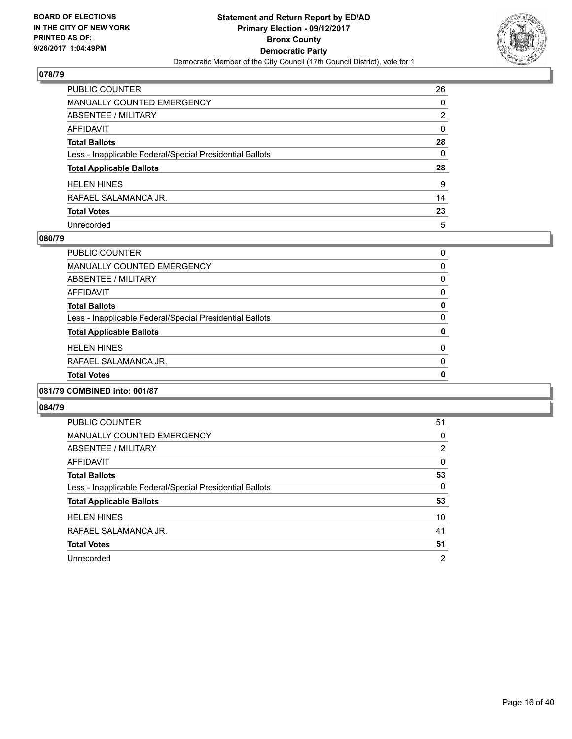**BOARD OF ELECTIONS IN THE CITY OF NEW YORK PRINTED AS OF: 9/26/2017 1:04:49PM**

# Statement and Return Report by ED/AD
## Primary Election - 09/12/2017
## Bronx County
## Democratic Party
Democratic Member of the City Council (17th Council District), vote for 1

### 078/79

| | |
|---|---|
| PUBLIC COUNTER | 26 |
| MANUALLY COUNTED EMERGENCY | 0 |
| ABSENTEE / MILITARY | 2 |
| AFFIDAVIT | 0 |
| **Total Ballots** | **28** |
| Less - Inapplicable Federal/Special Presidential Ballots | 0 |
| **Total Applicable Ballots** | **28** |
| HELEN HINES | 9 |
| RAFAEL SALAMANCA JR. | 14 |
| **Total Votes** | **23** |
| Unrecorded | 5 |

### 080/79

| | |
|---|---|
| PUBLIC COUNTER | 0 |
| MANUALLY COUNTED EMERGENCY | 0 |
| ABSENTEE / MILITARY | 0 |
| AFFIDAVIT | 0 |
| **Total Ballots** | **0** |
| Less - Inapplicable Federal/Special Presidential Ballots | 0 |
| **Total Applicable Ballots** | **0** |
| HELEN HINES | 0 |
| RAFAEL SALAMANCA JR. | 0 |
| **Total Votes** | **0** |

### 081/79 COMBINED into: 001/87

### 084/79

| | |
|---|---|
| PUBLIC COUNTER | 51 |
| MANUALLY COUNTED EMERGENCY | 0 |
| ABSENTEE / MILITARY | 2 |
| AFFIDAVIT | 0 |
| **Total Ballots** | **53** |
| Less - Inapplicable Federal/Special Presidential Ballots | 0 |
| **Total Applicable Ballots** | **53** |
| HELEN HINES | 10 |
| RAFAEL SALAMANCA JR. | 41 |
| **Total Votes** | **51** |
| Unrecorded | 2 |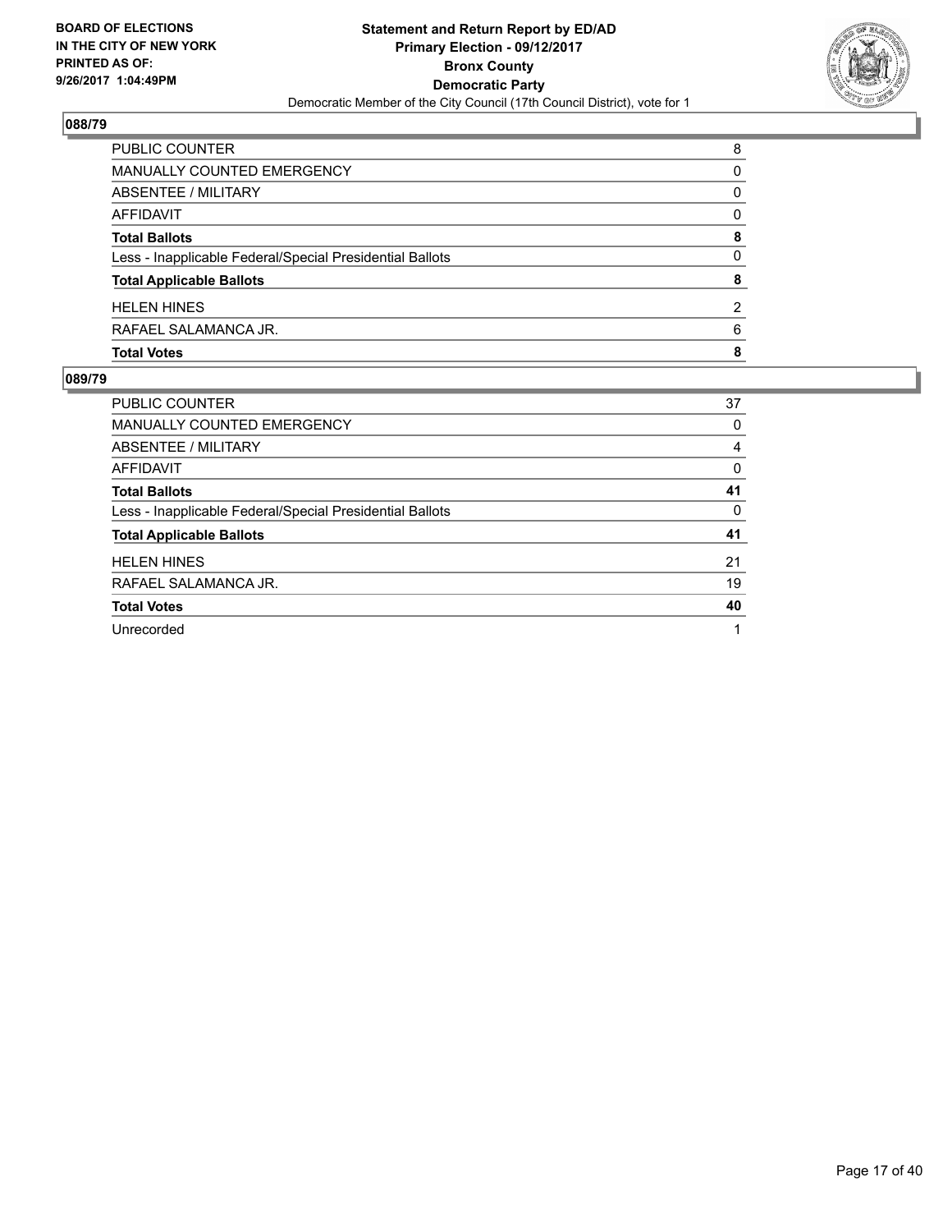**BOARD OF ELECTIONS IN THE CITY OF NEW YORK PRINTED AS OF: 9/26/2017 1:04:49PM**

**Statement and Return Report by ED/AD**
**Primary Election - 09/12/2017**
**Bronx County**
**Democratic Party**
Democratic Member of the City Council (17th Council District), vote for 1

### 088/79

| | |
|---|---|
| PUBLIC COUNTER | 8 |
| MANUALLY COUNTED EMERGENCY | 0 |
| ABSENTEE / MILITARY | 0 |
| AFFIDAVIT | 0 |
| **Total Ballots** | **8** |
| Less - Inapplicable Federal/Special Presidential Ballots | 0 |
| **Total Applicable Ballots** | **8** |
| HELEN HINES | 2 |
| RAFAEL SALAMANCA JR. | 6 |
| **Total Votes** | **8** |

### 089/79

| | |
|---|---|
| PUBLIC COUNTER | 37 |
| MANUALLY COUNTED EMERGENCY | 0 |
| ABSENTEE / MILITARY | 4 |
| AFFIDAVIT | 0 |
| **Total Ballots** | **41** |
| Less - Inapplicable Federal/Special Presidential Ballots | 0 |
| **Total Applicable Ballots** | **41** |
| HELEN HINES | 21 |
| RAFAEL SALAMANCA JR. | 19 |
| **Total Votes** | **40** |
| Unrecorded | 1 |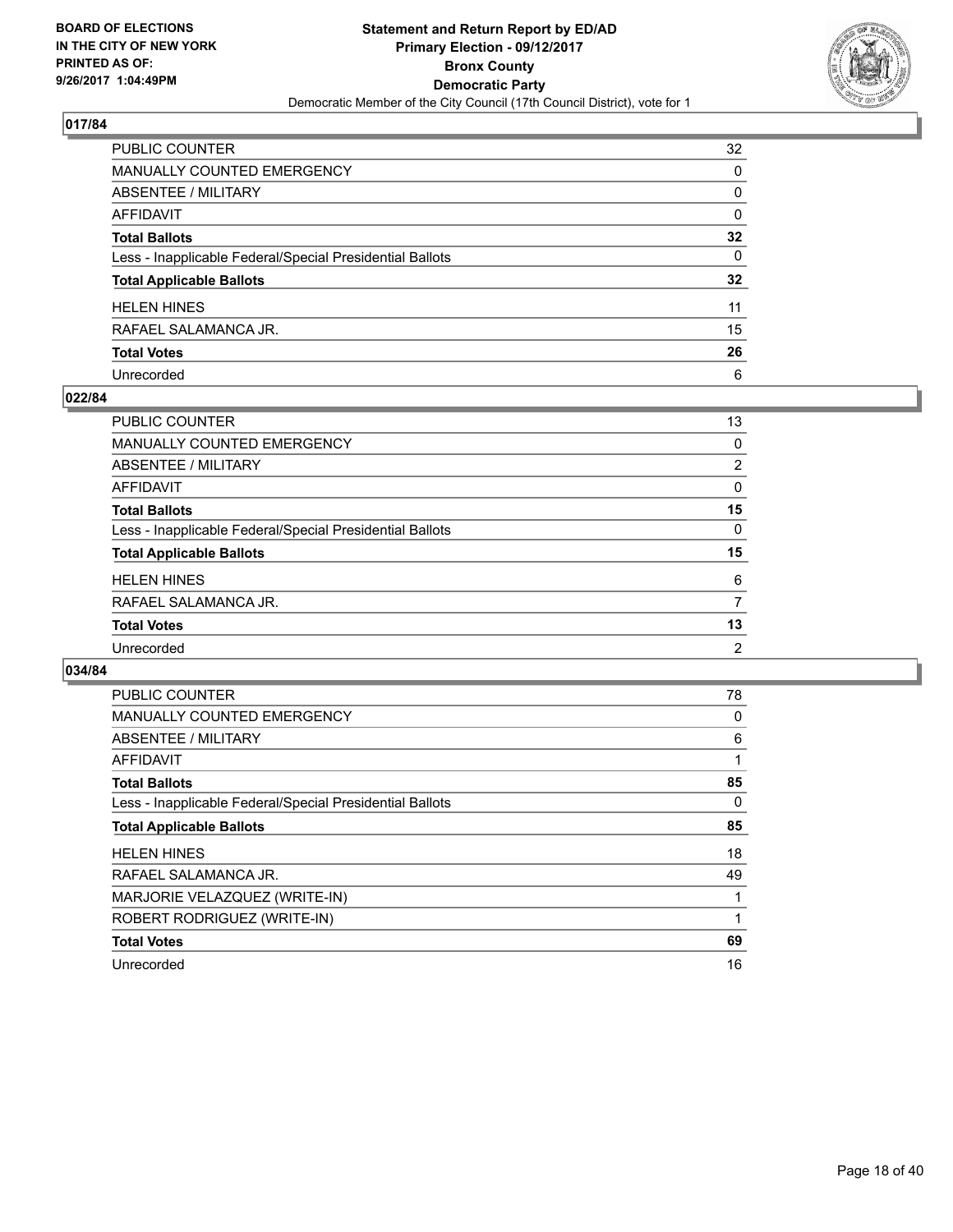# Statement and Return Report by ED/AD
## Primary Election - 09/12/2017
## Bronx County
## Democratic Party
### Democratic Member of the City Council (17th Council District), vote for 1

BOARD OF ELECTIONS IN THE CITY OF NEW YORK PRINTED AS OF: 9/26/2017 1:04:49PM

### 017/84

| | |
|---|---|
| PUBLIC COUNTER | 32 |
| MANUALLY COUNTED EMERGENCY | 0 |
| ABSENTEE / MILITARY | 0 |
| AFFIDAVIT | 0 |
| **Total Ballots** | **32** |
| Less - Inapplicable Federal/Special Presidential Ballots | 0 |
| **Total Applicable Ballots** | **32** |
| HELEN HINES | 11 |
| RAFAEL SALAMANCA JR. | 15 |
| **Total Votes** | **26** |
| Unrecorded | 6 |

### 022/84

| | |
|---|---|
| PUBLIC COUNTER | 13 |
| MANUALLY COUNTED EMERGENCY | 0 |
| ABSENTEE / MILITARY | 2 |
| AFFIDAVIT | 0 |
| **Total Ballots** | **15** |
| Less - Inapplicable Federal/Special Presidential Ballots | 0 |
| **Total Applicable Ballots** | **15** |
| HELEN HINES | 6 |
| RAFAEL SALAMANCA JR. | 7 |
| **Total Votes** | **13** |
| Unrecorded | 2 |

### 034/84

| | |
|---|---|
| PUBLIC COUNTER | 78 |
| MANUALLY COUNTED EMERGENCY | 0 |
| ABSENTEE / MILITARY | 6 |
| AFFIDAVIT | 1 |
| **Total Ballots** | **85** |
| Less - Inapplicable Federal/Special Presidential Ballots | 0 |
| **Total Applicable Ballots** | **85** |
| HELEN HINES | 18 |
| RAFAEL SALAMANCA JR. | 49 |
| MARJORIE VELAZQUEZ (WRITE-IN) | 1 |
| ROBERT RODRIGUEZ (WRITE-IN) | 1 |
| **Total Votes** | **69** |
| Unrecorded | 16 |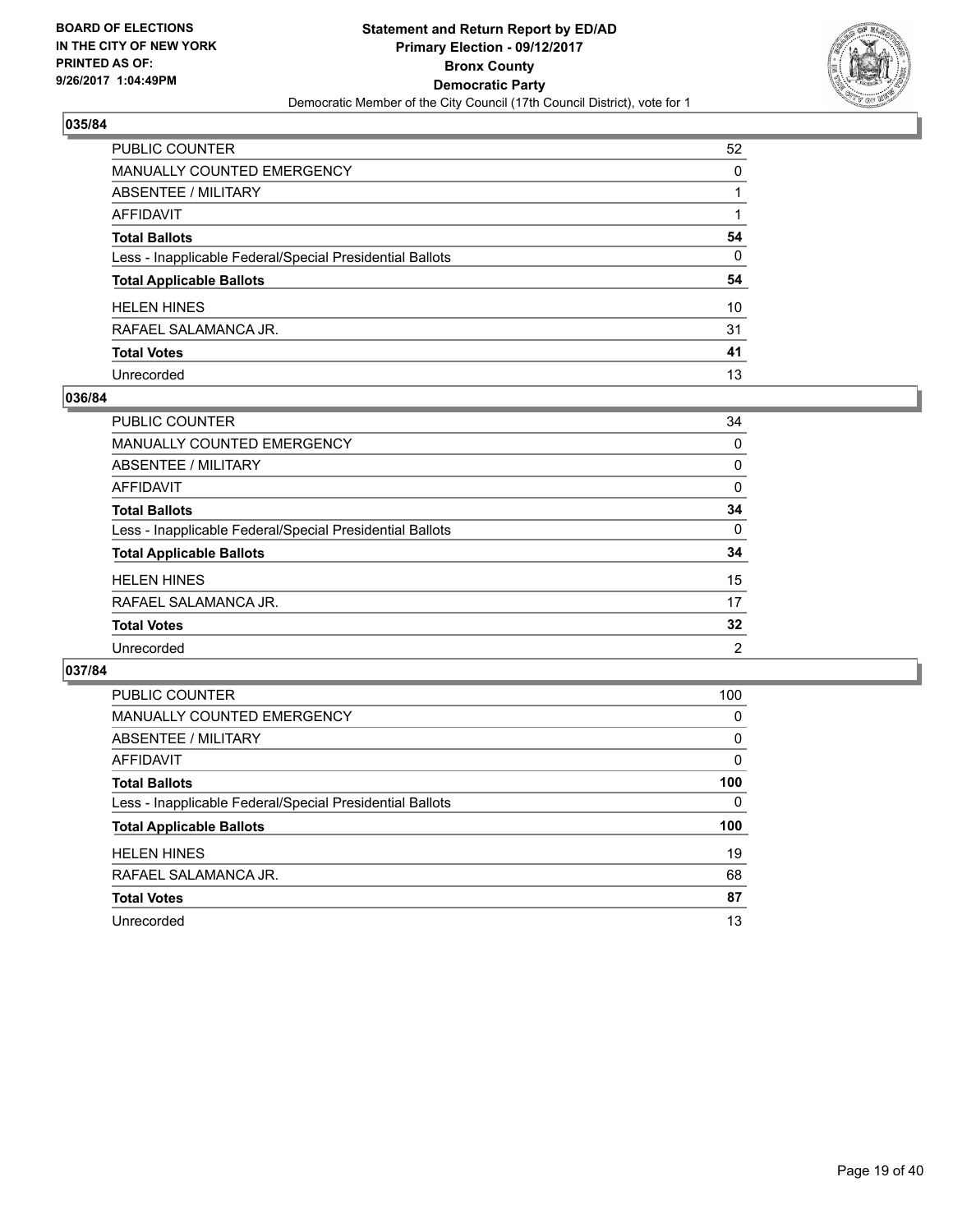**BOARD OF ELECTIONS IN THE CITY OF NEW YORK PRINTED AS OF: 9/26/2017 1:04:49PM**

**Statement and Return Report by ED/AD**
**Primary Election - 09/12/2017**
**Bronx County**
**Democratic Party**
Democratic Member of the City Council (17th Council District), vote for 1

### 035/84

| | |
|---|---|
| PUBLIC COUNTER | 52 |
| MANUALLY COUNTED EMERGENCY | 0 |
| ABSENTEE / MILITARY | 1 |
| AFFIDAVIT | 1 |
| **Total Ballots** | **54** |
| Less - Inapplicable Federal/Special Presidential Ballots | 0 |
| **Total Applicable Ballots** | **54** |
| HELEN HINES | 10 |
| RAFAEL SALAMANCA JR. | 31 |
| **Total Votes** | **41** |
| Unrecorded | 13 |

### 036/84

| | |
|---|---|
| PUBLIC COUNTER | 34 |
| MANUALLY COUNTED EMERGENCY | 0 |
| ABSENTEE / MILITARY | 0 |
| AFFIDAVIT | 0 |
| **Total Ballots** | **34** |
| Less - Inapplicable Federal/Special Presidential Ballots | 0 |
| **Total Applicable Ballots** | **34** |
| HELEN HINES | 15 |
| RAFAEL SALAMANCA JR. | 17 |
| **Total Votes** | **32** |
| Unrecorded | 2 |

### 037/84

| | |
|---|---|
| PUBLIC COUNTER | 100 |
| MANUALLY COUNTED EMERGENCY | 0 |
| ABSENTEE / MILITARY | 0 |
| AFFIDAVIT | 0 |
| **Total Ballots** | **100** |
| Less - Inapplicable Federal/Special Presidential Ballots | 0 |
| **Total Applicable Ballots** | **100** |
| HELEN HINES | 19 |
| RAFAEL SALAMANCA JR. | 68 |
| **Total Votes** | **87** |
| Unrecorded | 13 |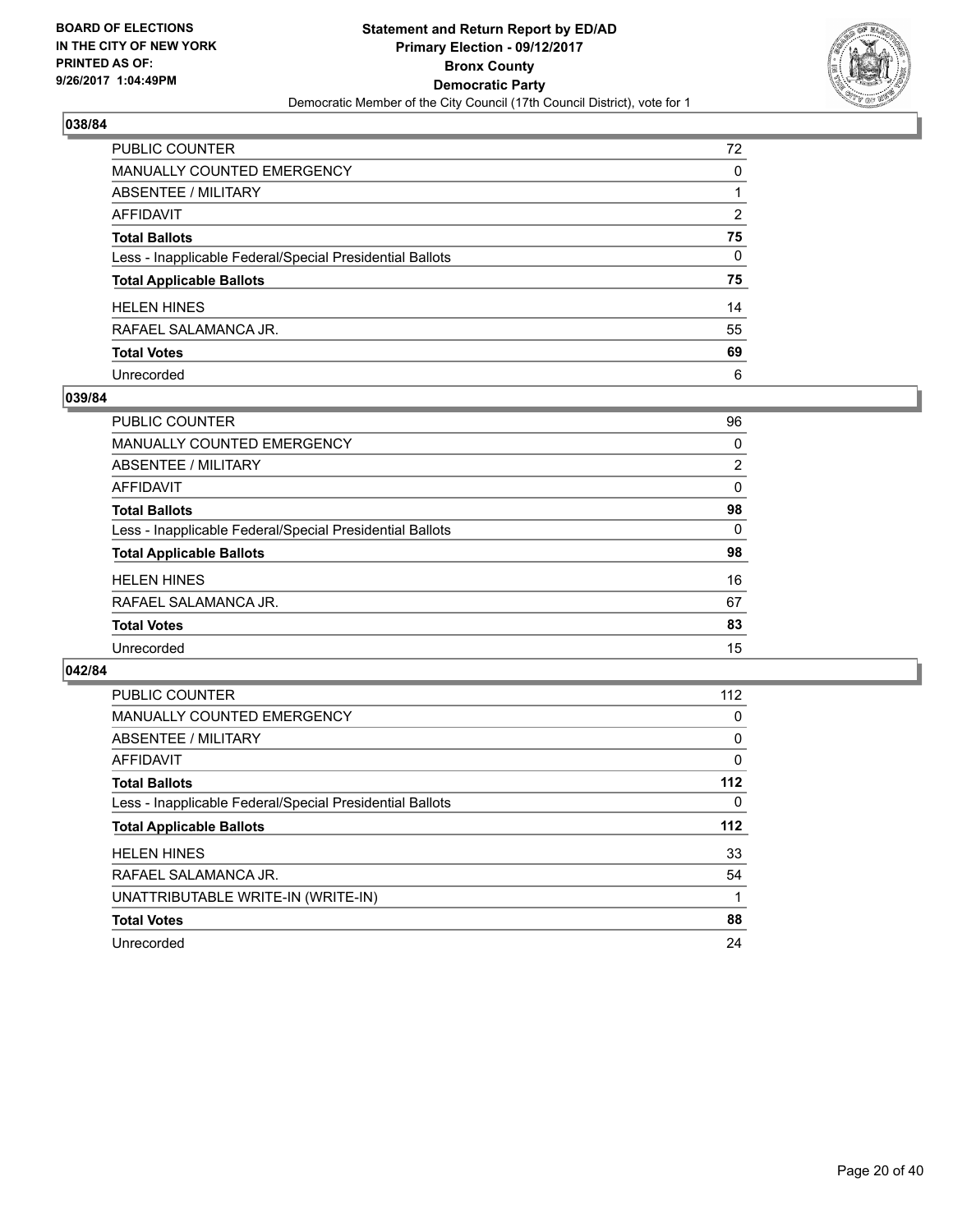BOARD OF ELECTIONS
IN THE CITY OF NEW YORK
PRINTED AS OF:
9/26/2017 1:04:49PM

**Statement and Return Report by ED/AD**
**Primary Election - 09/12/2017**
**Bronx County**
**Democratic Party**
Democratic Member of the City Council (17th Council District), vote for 1

### 038/84

| | |
|---|---|
| PUBLIC COUNTER | 72 |
| MANUALLY COUNTED EMERGENCY | 0 |
| ABSENTEE / MILITARY | 1 |
| AFFIDAVIT | 2 |
| **Total Ballots** | **75** |
| Less - Inapplicable Federal/Special Presidential Ballots | 0 |
| **Total Applicable Ballots** | **75** |
| HELEN HINES | 14 |
| RAFAEL SALAMANCA JR. | 55 |
| **Total Votes** | **69** |
| Unrecorded | 6 |

### 039/84

| | |
|---|---|
| PUBLIC COUNTER | 96 |
| MANUALLY COUNTED EMERGENCY | 0 |
| ABSENTEE / MILITARY | 2 |
| AFFIDAVIT | 0 |
| **Total Ballots** | **98** |
| Less - Inapplicable Federal/Special Presidential Ballots | 0 |
| **Total Applicable Ballots** | **98** |
| HELEN HINES | 16 |
| RAFAEL SALAMANCA JR. | 67 |
| **Total Votes** | **83** |
| Unrecorded | 15 |

### 042/84

| | |
|---|---|
| PUBLIC COUNTER | 112 |
| MANUALLY COUNTED EMERGENCY | 0 |
| ABSENTEE / MILITARY | 0 |
| AFFIDAVIT | 0 |
| **Total Ballots** | **112** |
| Less - Inapplicable Federal/Special Presidential Ballots | 0 |
| **Total Applicable Ballots** | **112** |
| HELEN HINES | 33 |
| RAFAEL SALAMANCA JR. | 54 |
| UNATTRIBUTABLE WRITE-IN (WRITE-IN) | 1 |
| **Total Votes** | **88** |
| Unrecorded | 24 |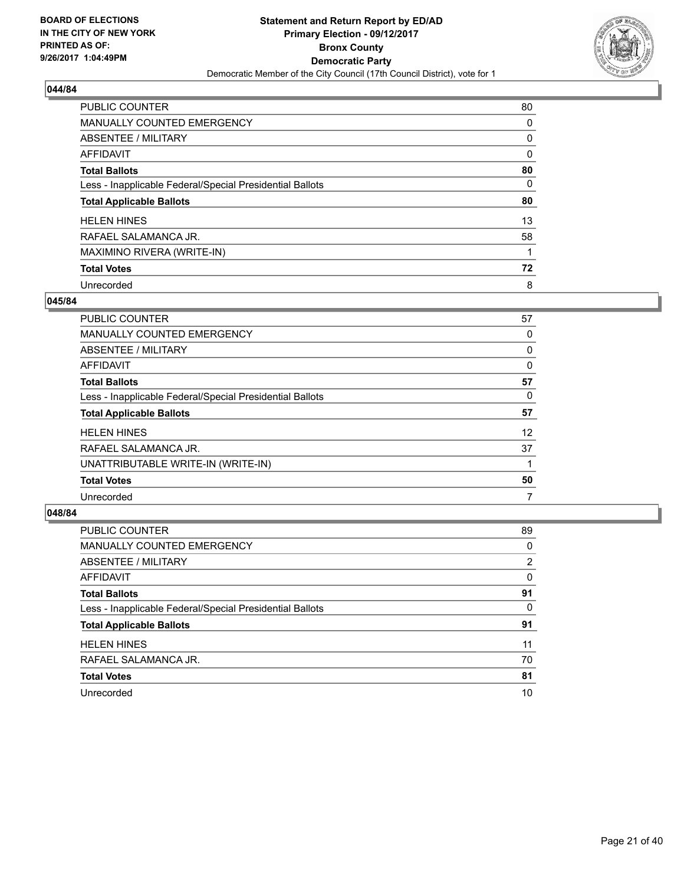BOARD OF ELECTIONS
IN THE CITY OF NEW YORK
PRINTED AS OF:
9/26/2017 1:04:49PM

**Statement and Return Report by ED/AD**
**Primary Election - 09/12/2017**
**Bronx County**
**Democratic Party**
Democratic Member of the City Council (17th Council District), vote for 1

## 044/84

| | |
|---|---|
| PUBLIC COUNTER | 80 |
| MANUALLY COUNTED EMERGENCY | 0 |
| ABSENTEE / MILITARY | 0 |
| AFFIDAVIT | 0 |
| **Total Ballots** | **80** |
| Less - Inapplicable Federal/Special Presidential Ballots | 0 |
| **Total Applicable Ballots** | **80** |
| HELEN HINES | 13 |
| RAFAEL SALAMANCA JR. | 58 |
| MAXIMINO RIVERA (WRITE-IN) | 1 |
| **Total Votes** | **72** |
| Unrecorded | 8 |

## 045/84

| | |
|---|---|
| PUBLIC COUNTER | 57 |
| MANUALLY COUNTED EMERGENCY | 0 |
| ABSENTEE / MILITARY | 0 |
| AFFIDAVIT | 0 |
| **Total Ballots** | **57** |
| Less - Inapplicable Federal/Special Presidential Ballots | 0 |
| **Total Applicable Ballots** | **57** |
| HELEN HINES | 12 |
| RAFAEL SALAMANCA JR. | 37 |
| UNATTRIBUTABLE WRITE-IN (WRITE-IN) | 1 |
| **Total Votes** | **50** |
| Unrecorded | 7 |

## 048/84

| | |
|---|---|
| PUBLIC COUNTER | 89 |
| MANUALLY COUNTED EMERGENCY | 0 |
| ABSENTEE / MILITARY | 2 |
| AFFIDAVIT | 0 |
| **Total Ballots** | **91** |
| Less - Inapplicable Federal/Special Presidential Ballots | 0 |
| **Total Applicable Ballots** | **91** |
| HELEN HINES | 11 |
| RAFAEL SALAMANCA JR. | 70 |
| **Total Votes** | **81** |
| Unrecorded | 10 |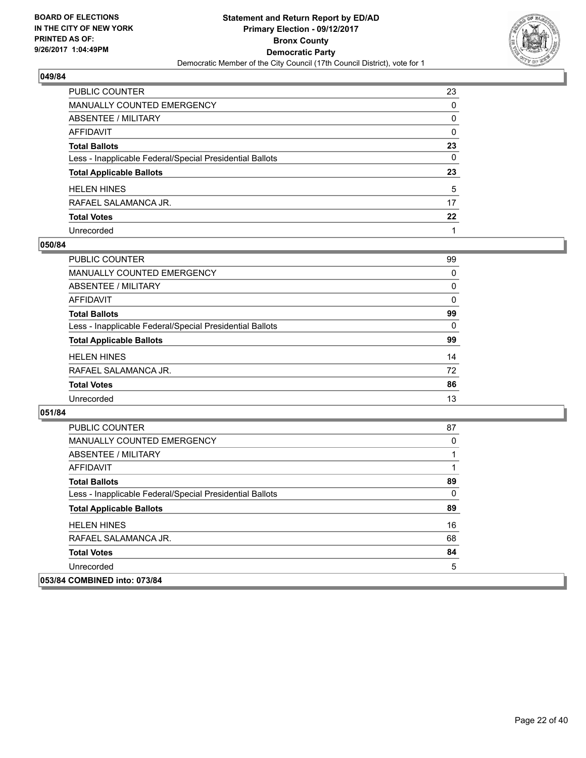### 049/84

| | |
|---|---|
| PUBLIC COUNTER | 23 |
| MANUALLY COUNTED EMERGENCY | 0 |
| ABSENTEE / MILITARY | 0 |
| AFFIDAVIT | 0 |
| **Total Ballots** | **23** |
| Less - Inapplicable Federal/Special Presidential Ballots | 0 |
| **Total Applicable Ballots** | **23** |
| HELEN HINES | 5 |
| RAFAEL SALAMANCA JR. | 17 |
| **Total Votes** | **22** |
| Unrecorded | 1 |

### 050/84

| | |
|---|---|
| PUBLIC COUNTER | 99 |
| MANUALLY COUNTED EMERGENCY | 0 |
| ABSENTEE / MILITARY | 0 |
| AFFIDAVIT | 0 |
| **Total Ballots** | **99** |
| Less - Inapplicable Federal/Special Presidential Ballots | 0 |
| **Total Applicable Ballots** | **99** |
| HELEN HINES | 14 |
| RAFAEL SALAMANCA JR. | 72 |
| **Total Votes** | **86** |
| Unrecorded | 13 |

### 051/84

| | |
|---|---|
| PUBLIC COUNTER | 87 |
| MANUALLY COUNTED EMERGENCY | 0 |
| ABSENTEE / MILITARY | 1 |
| AFFIDAVIT | 1 |
| **Total Ballots** | **89** |
| Less - Inapplicable Federal/Special Presidential Ballots | 0 |
| **Total Applicable Ballots** | **89** |
| HELEN HINES | 16 |
| RAFAEL SALAMANCA JR. | 68 |
| **Total Votes** | **84** |
| Unrecorded | 5 |

### 053/84 COMBINED into: 073/84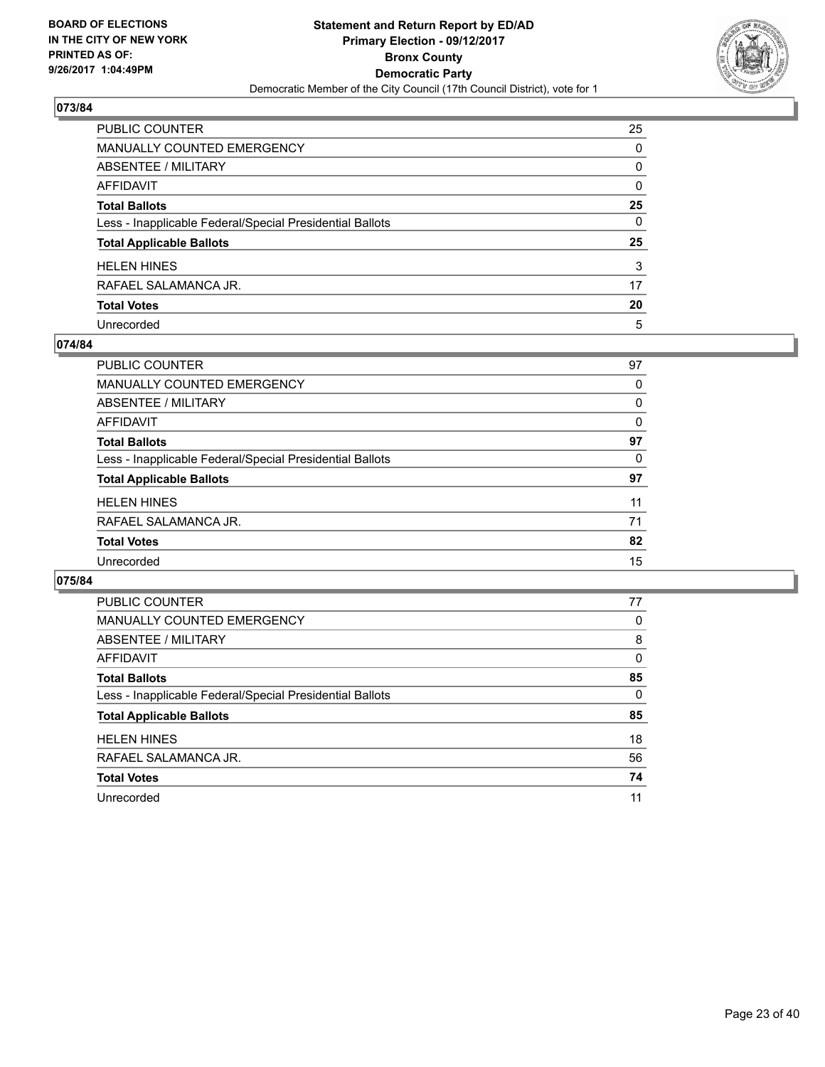**BOARD OF ELECTIONS IN THE CITY OF NEW YORK PRINTED AS OF: 9/26/2017 1:04:49PM**

**Statement and Return Report by ED/AD**
**Primary Election - 09/12/2017**
**Bronx County**
**Democratic Party**
Democratic Member of the City Council (17th Council District), vote for 1

## 073/84

| | |
|---|---|
| PUBLIC COUNTER | 25 |
| MANUALLY COUNTED EMERGENCY | 0 |
| ABSENTEE / MILITARY | 0 |
| AFFIDAVIT | 0 |
| **Total Ballots** | **25** |
| Less - Inapplicable Federal/Special Presidential Ballots | 0 |
| **Total Applicable Ballots** | **25** |
| HELEN HINES | 3 |
| RAFAEL SALAMANCA JR. | 17 |
| **Total Votes** | **20** |
| Unrecorded | 5 |

## 074/84

| | |
|---|---|
| PUBLIC COUNTER | 97 |
| MANUALLY COUNTED EMERGENCY | 0 |
| ABSENTEE / MILITARY | 0 |
| AFFIDAVIT | 0 |
| **Total Ballots** | **97** |
| Less - Inapplicable Federal/Special Presidential Ballots | 0 |
| **Total Applicable Ballots** | **97** |
| HELEN HINES | 11 |
| RAFAEL SALAMANCA JR. | 71 |
| **Total Votes** | **82** |
| Unrecorded | 15 |

## 075/84

| | |
|---|---|
| PUBLIC COUNTER | 77 |
| MANUALLY COUNTED EMERGENCY | 0 |
| ABSENTEE / MILITARY | 8 |
| AFFIDAVIT | 0 |
| **Total Ballots** | **85** |
| Less - Inapplicable Federal/Special Presidential Ballots | 0 |
| **Total Applicable Ballots** | **85** |
| HELEN HINES | 18 |
| RAFAEL SALAMANCA JR. | 56 |
| **Total Votes** | **74** |
| Unrecorded | 11 |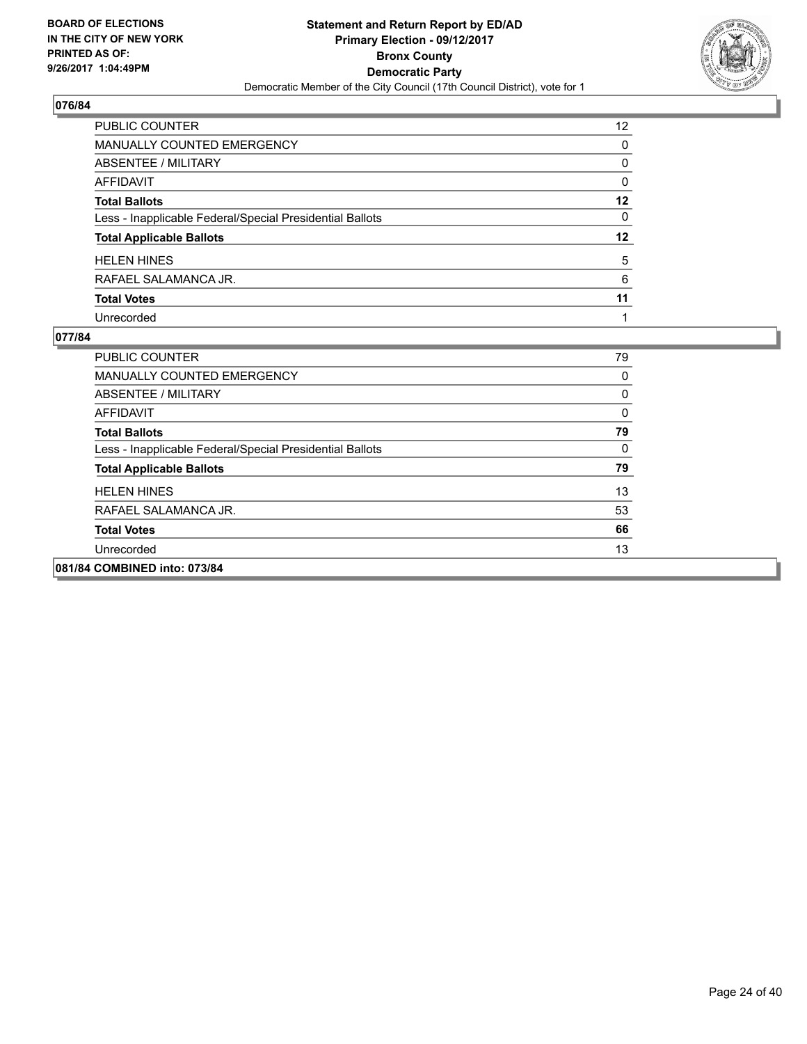**BOARD OF ELECTIONS IN THE CITY OF NEW YORK PRINTED AS OF: 9/26/2017 1:04:49PM**

**Statement and Return Report by ED/AD**
**Primary Election - 09/12/2017**
**Bronx County**
**Democratic Party**
Democratic Member of the City Council (17th Council District), vote for 1

## 076/84

| | |
|---|---|
| PUBLIC COUNTER | 12 |
| MANUALLY COUNTED EMERGENCY | 0 |
| ABSENTEE / MILITARY | 0 |
| AFFIDAVIT | 0 |
| **Total Ballots** | **12** |
| Less - Inapplicable Federal/Special Presidential Ballots | 0 |
| **Total Applicable Ballots** | **12** |
| HELEN HINES | 5 |
| RAFAEL SALAMANCA JR. | 6 |
| **Total Votes** | **11** |
| Unrecorded | 1 |

## 077/84

| | |
|---|---|
| PUBLIC COUNTER | 79 |
| MANUALLY COUNTED EMERGENCY | 0 |
| ABSENTEE / MILITARY | 0 |
| AFFIDAVIT | 0 |
| **Total Ballots** | **79** |
| Less - Inapplicable Federal/Special Presidential Ballots | 0 |
| **Total Applicable Ballots** | **79** |
| HELEN HINES | 13 |
| RAFAEL SALAMANCA JR. | 53 |
| **Total Votes** | **66** |
| Unrecorded | 13 |

## 081/84 COMBINED into: 073/84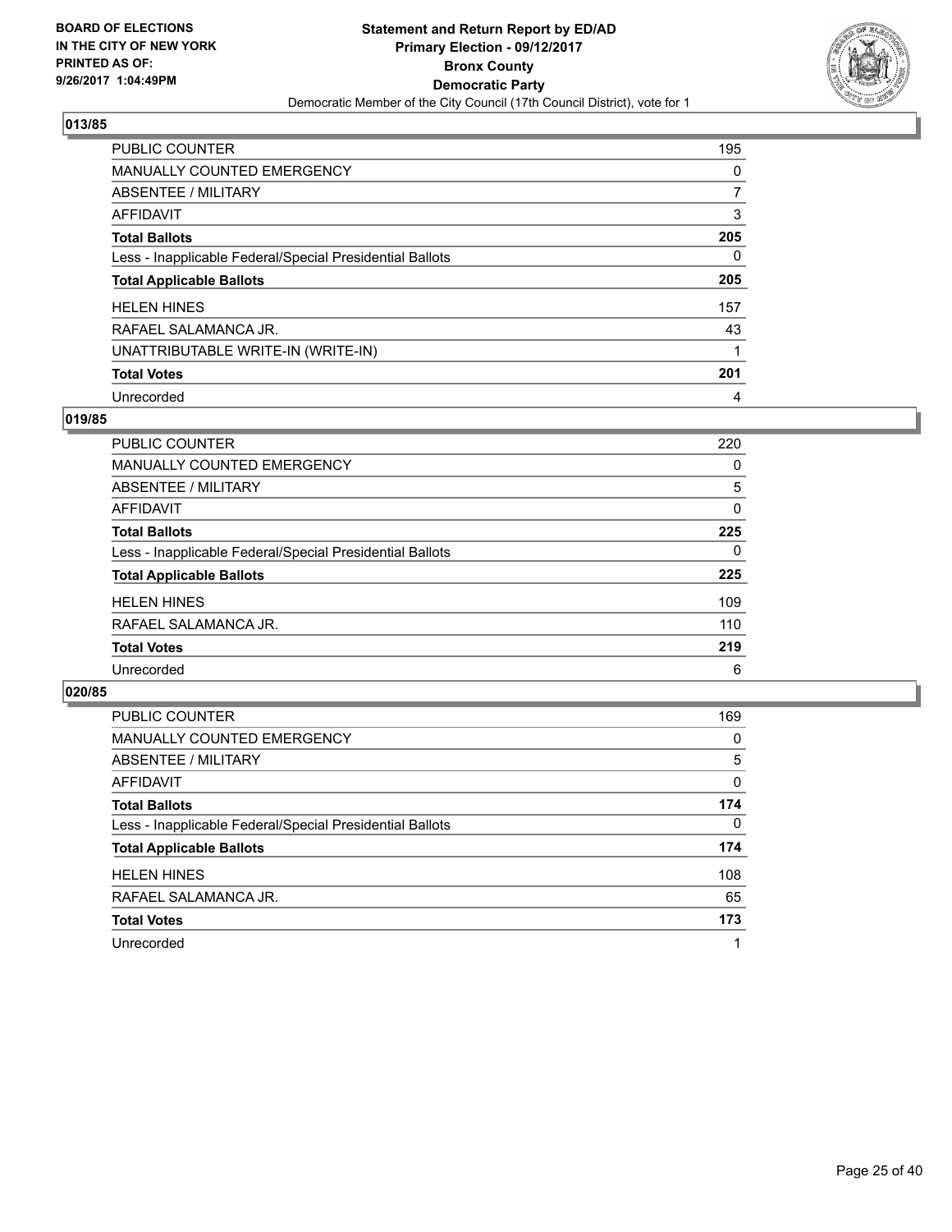BOARD OF ELECTIONS
IN THE CITY OF NEW YORK
PRINTED AS OF:
9/26/2017 1:04:49PM

**Statement and Return Report by ED/AD**
**Primary Election - 09/12/2017**
**Bronx County**
**Democratic Party**
Democratic Member of the City Council (17th Council District), vote for 1

## 013/85

| | |
|---|---|
| PUBLIC COUNTER | 195 |
| MANUALLY COUNTED EMERGENCY | 0 |
| ABSENTEE / MILITARY | 7 |
| AFFIDAVIT | 3 |
| **Total Ballots** | **205** |
| Less - Inapplicable Federal/Special Presidential Ballots | 0 |
| **Total Applicable Ballots** | **205** |
| HELEN HINES | 157 |
| RAFAEL SALAMANCA JR. | 43 |
| UNATTRIBUTABLE WRITE-IN (WRITE-IN) | 1 |
| **Total Votes** | **201** |
| Unrecorded | 4 |

## 019/85

| | |
|---|---|
| PUBLIC COUNTER | 220 |
| MANUALLY COUNTED EMERGENCY | 0 |
| ABSENTEE / MILITARY | 5 |
| AFFIDAVIT | 0 |
| **Total Ballots** | **225** |
| Less - Inapplicable Federal/Special Presidential Ballots | 0 |
| **Total Applicable Ballots** | **225** |
| HELEN HINES | 109 |
| RAFAEL SALAMANCA JR. | 110 |
| **Total Votes** | **219** |
| Unrecorded | 6 |

## 020/85

| | |
|---|---|
| PUBLIC COUNTER | 169 |
| MANUALLY COUNTED EMERGENCY | 0 |
| ABSENTEE / MILITARY | 5 |
| AFFIDAVIT | 0 |
| **Total Ballots** | **174** |
| Less - Inapplicable Federal/Special Presidential Ballots | 0 |
| **Total Applicable Ballots** | **174** |
| HELEN HINES | 108 |
| RAFAEL SALAMANCA JR. | 65 |
| **Total Votes** | **173** |
| Unrecorded | 1 |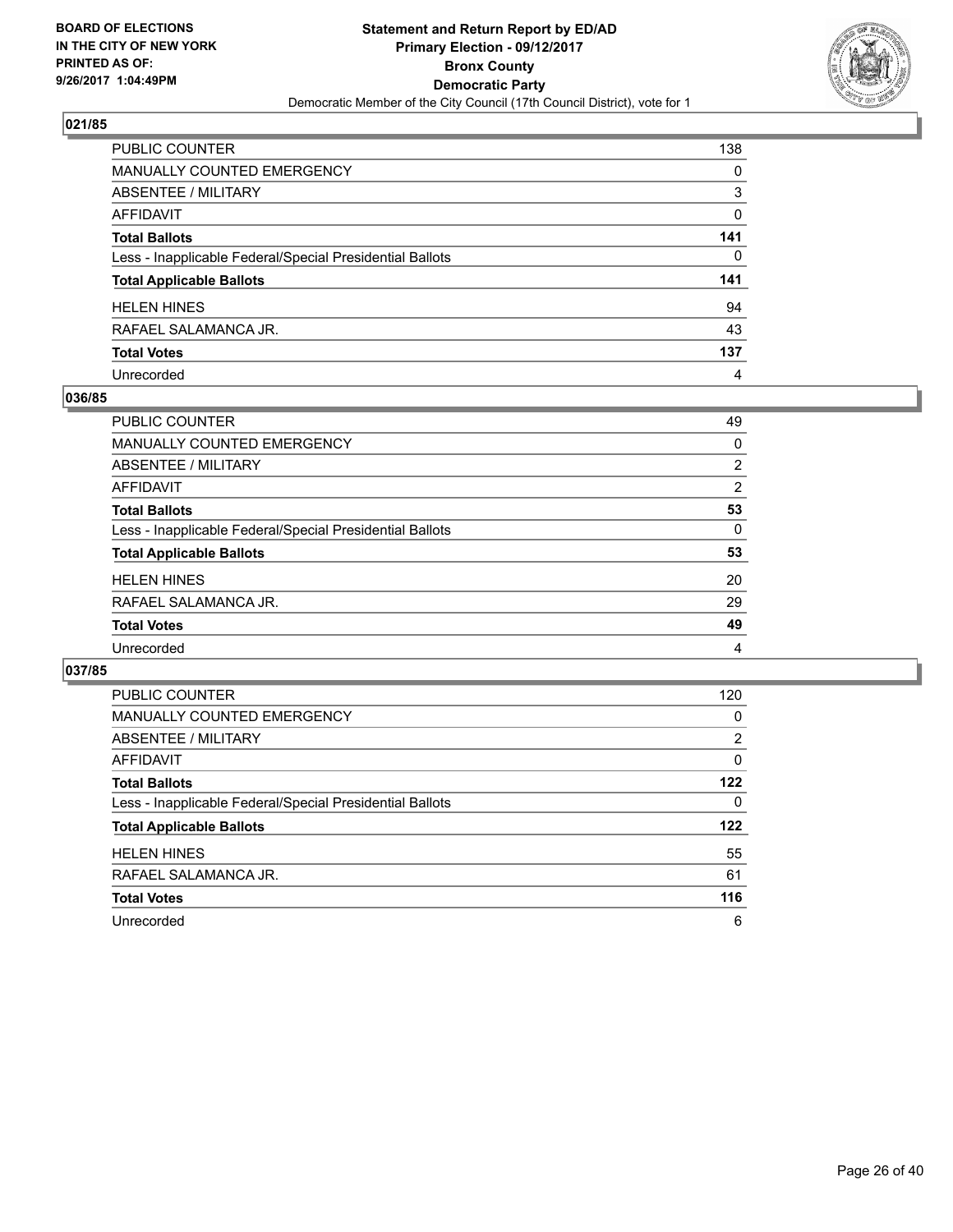BOARD OF ELECTIONS
IN THE CITY OF NEW YORK
PRINTED AS OF:
9/26/2017 1:04:49PM

**Statement and Return Report by ED/AD**
**Primary Election - 09/12/2017**
**Bronx County**
**Democratic Party**
Democratic Member of the City Council (17th Council District), vote for 1

### 021/85

| | |
|---|---|
| PUBLIC COUNTER | 138 |
| MANUALLY COUNTED EMERGENCY | 0 |
| ABSENTEE / MILITARY | 3 |
| AFFIDAVIT | 0 |
| **Total Ballots** | **141** |
| Less - Inapplicable Federal/Special Presidential Ballots | 0 |
| **Total Applicable Ballots** | **141** |
| HELEN HINES | 94 |
| RAFAEL SALAMANCA JR. | 43 |
| **Total Votes** | **137** |
| Unrecorded | 4 |

### 036/85

| | |
|---|---|
| PUBLIC COUNTER | 49 |
| MANUALLY COUNTED EMERGENCY | 0 |
| ABSENTEE / MILITARY | 2 |
| AFFIDAVIT | 2 |
| **Total Ballots** | **53** |
| Less - Inapplicable Federal/Special Presidential Ballots | 0 |
| **Total Applicable Ballots** | **53** |
| HELEN HINES | 20 |
| RAFAEL SALAMANCA JR. | 29 |
| **Total Votes** | **49** |
| Unrecorded | 4 |

### 037/85

| | |
|---|---|
| PUBLIC COUNTER | 120 |
| MANUALLY COUNTED EMERGENCY | 0 |
| ABSENTEE / MILITARY | 2 |
| AFFIDAVIT | 0 |
| **Total Ballots** | **122** |
| Less - Inapplicable Federal/Special Presidential Ballots | 0 |
| **Total Applicable Ballots** | **122** |
| HELEN HINES | 55 |
| RAFAEL SALAMANCA JR. | 61 |
| **Total Votes** | **116** |
| Unrecorded | 6 |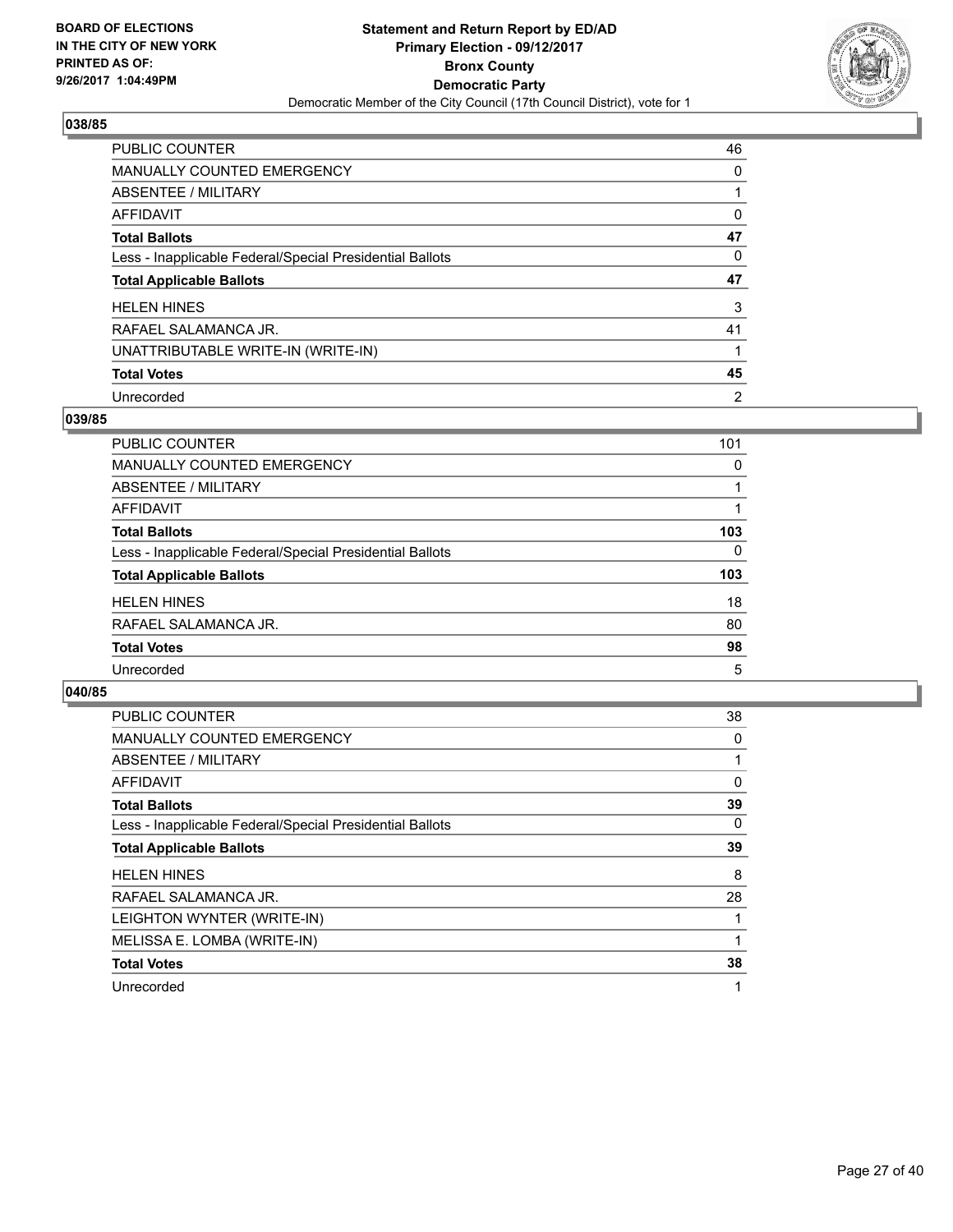BOARD OF ELECTIONS
IN THE CITY OF NEW YORK
PRINTED AS OF:
9/26/2017 1:04:49PM

**Statement and Return Report by ED/AD**
**Primary Election - 09/12/2017**
**Bronx County**
**Democratic Party**
Democratic Member of the City Council (17th Council District), vote for 1

### 038/85

| | |
|---|---|
| PUBLIC COUNTER | 46 |
| MANUALLY COUNTED EMERGENCY | 0 |
| ABSENTEE / MILITARY | 1 |
| AFFIDAVIT | 0 |
| **Total Ballots** | **47** |
| Less - Inapplicable Federal/Special Presidential Ballots | 0 |
| **Total Applicable Ballots** | **47** |
| HELEN HINES | 3 |
| RAFAEL SALAMANCA JR. | 41 |
| UNATTRIBUTABLE WRITE-IN (WRITE-IN) | 1 |
| **Total Votes** | **45** |
| Unrecorded | 2 |

### 039/85

| | |
|---|---|
| PUBLIC COUNTER | 101 |
| MANUALLY COUNTED EMERGENCY | 0 |
| ABSENTEE / MILITARY | 1 |
| AFFIDAVIT | 1 |
| **Total Ballots** | **103** |
| Less - Inapplicable Federal/Special Presidential Ballots | 0 |
| **Total Applicable Ballots** | **103** |
| HELEN HINES | 18 |
| RAFAEL SALAMANCA JR. | 80 |
| **Total Votes** | **98** |
| Unrecorded | 5 |

### 040/85

| | |
|---|---|
| PUBLIC COUNTER | 38 |
| MANUALLY COUNTED EMERGENCY | 0 |
| ABSENTEE / MILITARY | 1 |
| AFFIDAVIT | 0 |
| **Total Ballots** | **39** |
| Less - Inapplicable Federal/Special Presidential Ballots | 0 |
| **Total Applicable Ballots** | **39** |
| HELEN HINES | 8 |
| RAFAEL SALAMANCA JR. | 28 |
| LEIGHTON WYNTER (WRITE-IN) | 1 |
| MELISSA E. LOMBA (WRITE-IN) | 1 |
| **Total Votes** | **38** |
| Unrecorded | 1 |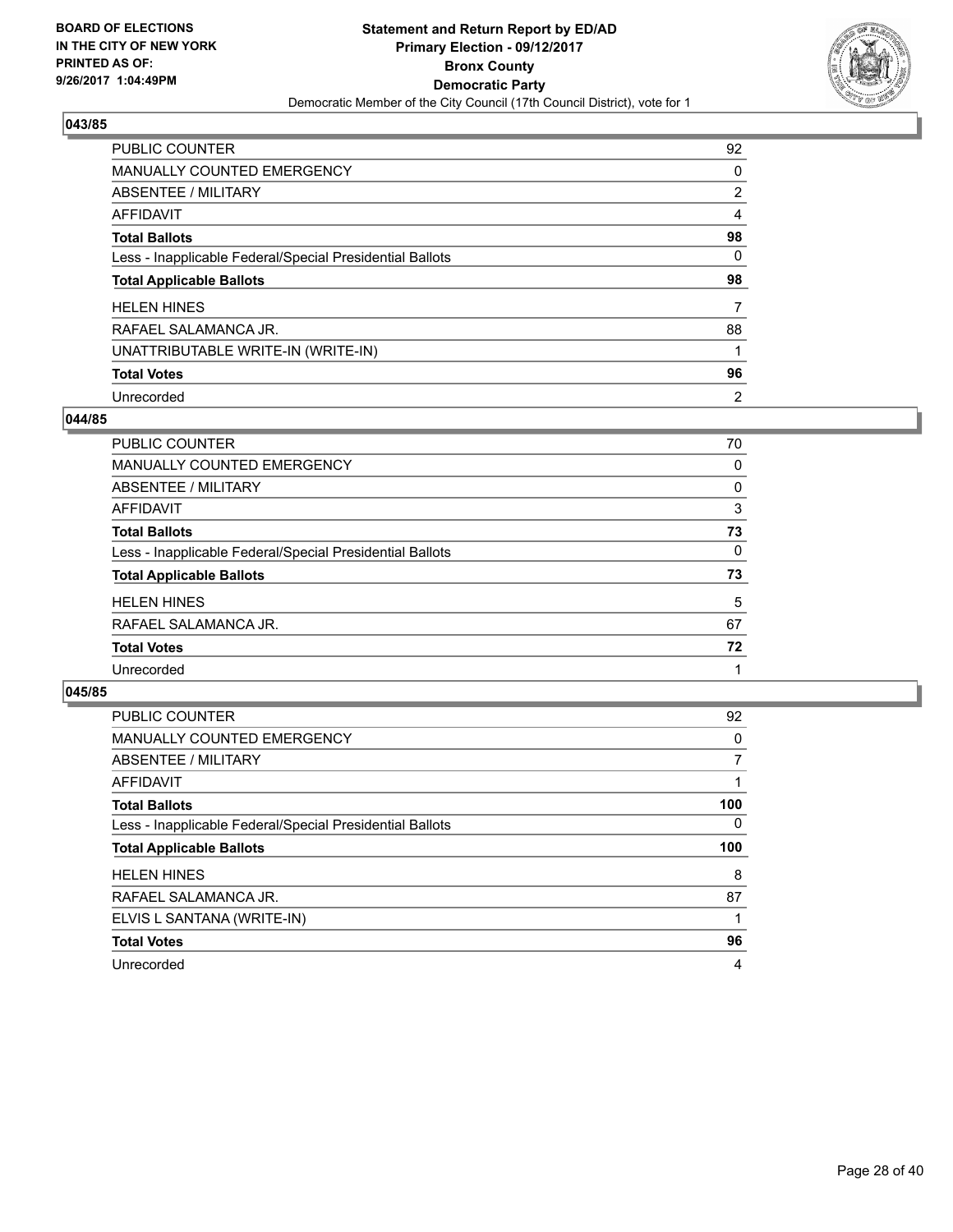**BOARD OF ELECTIONS IN THE CITY OF NEW YORK PRINTED AS OF: 9/26/2017 1:04:49PM**

**Statement and Return Report by ED/AD**
**Primary Election - 09/12/2017**
**Bronx County**
**Democratic Party**
Democratic Member of the City Council (17th Council District), vote for 1

### 043/85

| | |
|---|---|
| PUBLIC COUNTER | 92 |
| MANUALLY COUNTED EMERGENCY | 0 |
| ABSENTEE / MILITARY | 2 |
| AFFIDAVIT | 4 |
| **Total Ballots** | **98** |
| Less - Inapplicable Federal/Special Presidential Ballots | 0 |
| **Total Applicable Ballots** | **98** |
| HELEN HINES | 7 |
| RAFAEL SALAMANCA JR. | 88 |
| UNATTRIBUTABLE WRITE-IN (WRITE-IN) | 1 |
| **Total Votes** | **96** |
| Unrecorded | 2 |

### 044/85

| | |
|---|---|
| PUBLIC COUNTER | 70 |
| MANUALLY COUNTED EMERGENCY | 0 |
| ABSENTEE / MILITARY | 0 |
| AFFIDAVIT | 3 |
| **Total Ballots** | **73** |
| Less - Inapplicable Federal/Special Presidential Ballots | 0 |
| **Total Applicable Ballots** | **73** |
| HELEN HINES | 5 |
| RAFAEL SALAMANCA JR. | 67 |
| **Total Votes** | **72** |
| Unrecorded | 1 |

### 045/85

| | |
|---|---|
| PUBLIC COUNTER | 92 |
| MANUALLY COUNTED EMERGENCY | 0 |
| ABSENTEE / MILITARY | 7 |
| AFFIDAVIT | 1 |
| **Total Ballots** | **100** |
| Less - Inapplicable Federal/Special Presidential Ballots | 0 |
| **Total Applicable Ballots** | **100** |
| HELEN HINES | 8 |
| RAFAEL SALAMANCA JR. | 87 |
| ELVIS L SANTANA (WRITE-IN) | 1 |
| **Total Votes** | **96** |
| Unrecorded | 4 |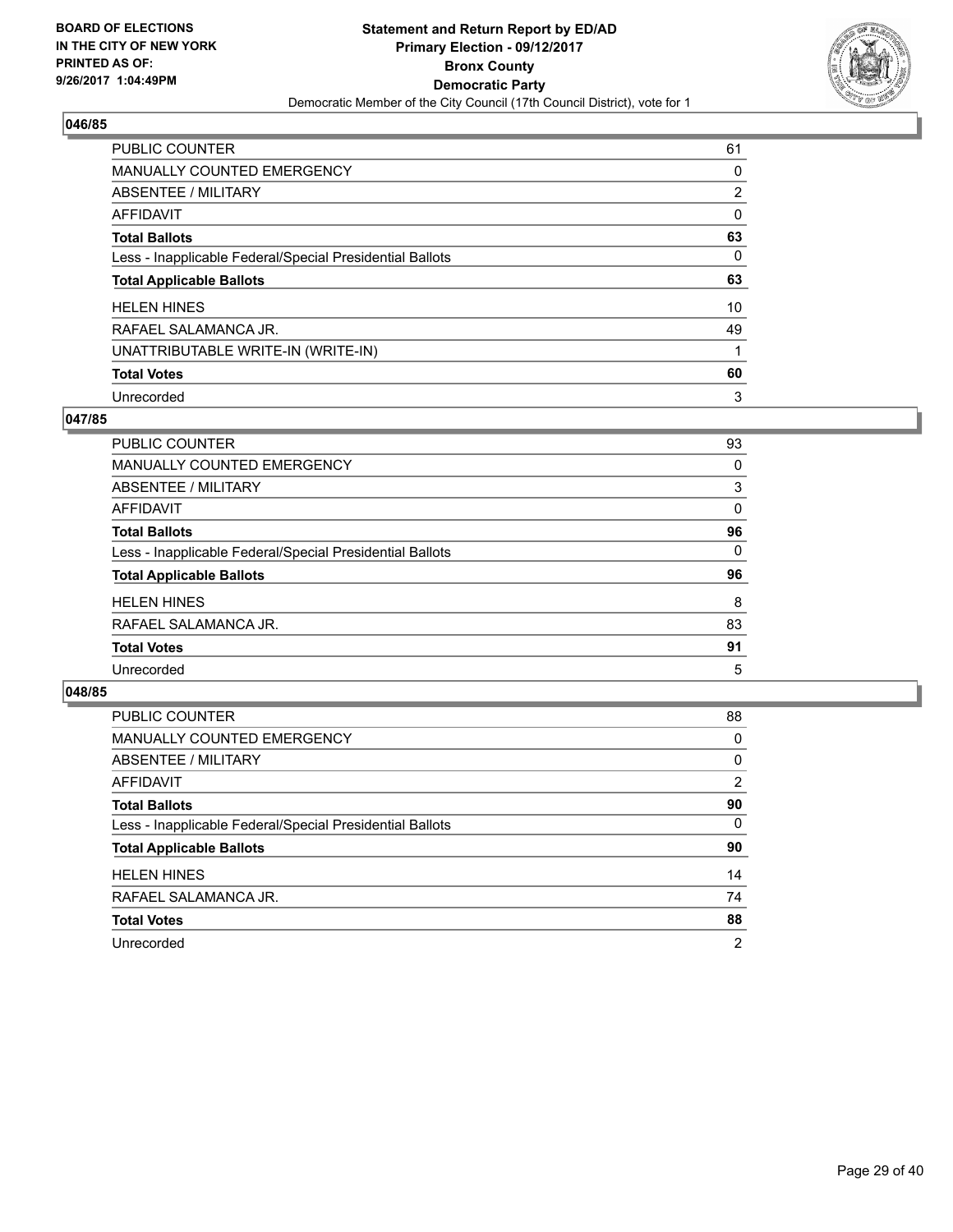**BOARD OF ELECTIONS IN THE CITY OF NEW YORK PRINTED AS OF: 9/26/2017 1:04:49PM**

# Statement and Return Report by ED/AD
## Primary Election - 09/12/2017
## Bronx County
## Democratic Party
### Democratic Member of the City Council (17th Council District), vote for 1

### 046/85

| | |
|---|---|
| PUBLIC COUNTER | 61 |
| MANUALLY COUNTED EMERGENCY | 0 |
| ABSENTEE / MILITARY | 2 |
| AFFIDAVIT | 0 |
| **Total Ballots** | **63** |
| Less - Inapplicable Federal/Special Presidential Ballots | 0 |
| **Total Applicable Ballots** | **63** |
| HELEN HINES | 10 |
| RAFAEL SALAMANCA JR. | 49 |
| UNATTRIBUTABLE WRITE-IN (WRITE-IN) | 1 |
| **Total Votes** | **60** |
| Unrecorded | 3 |

### 047/85

| | |
|---|---|
| PUBLIC COUNTER | 93 |
| MANUALLY COUNTED EMERGENCY | 0 |
| ABSENTEE / MILITARY | 3 |
| AFFIDAVIT | 0 |
| **Total Ballots** | **96** |
| Less - Inapplicable Federal/Special Presidential Ballots | 0 |
| **Total Applicable Ballots** | **96** |
| HELEN HINES | 8 |
| RAFAEL SALAMANCA JR. | 83 |
| **Total Votes** | **91** |
| Unrecorded | 5 |

### 048/85

| | |
|---|---|
| PUBLIC COUNTER | 88 |
| MANUALLY COUNTED EMERGENCY | 0 |
| ABSENTEE / MILITARY | 0 |
| AFFIDAVIT | 2 |
| **Total Ballots** | **90** |
| Less - Inapplicable Federal/Special Presidential Ballots | 0 |
| **Total Applicable Ballots** | **90** |
| HELEN HINES | 14 |
| RAFAEL SALAMANCA JR. | 74 |
| **Total Votes** | **88** |
| Unrecorded | 2 |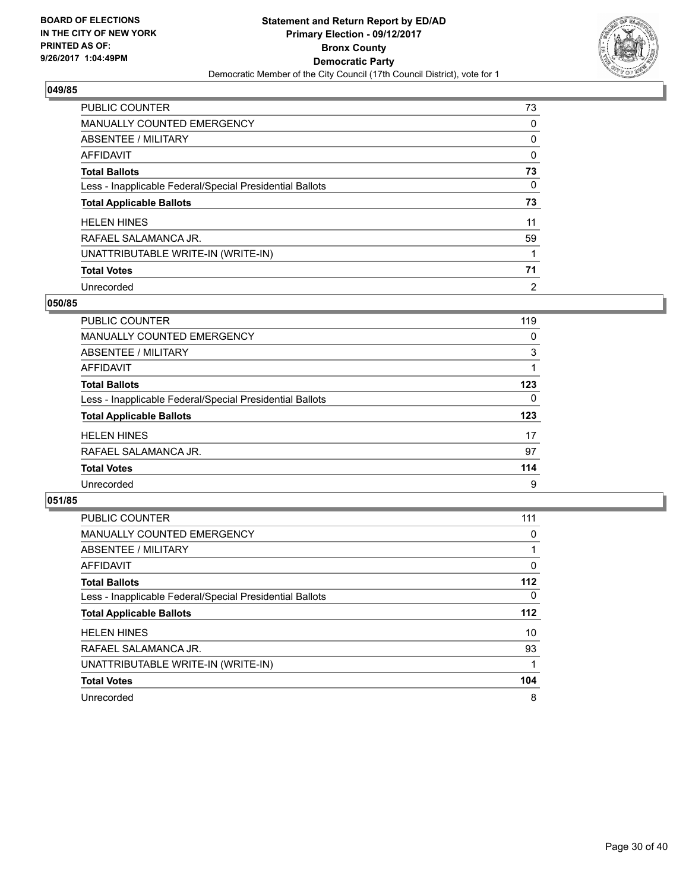**BOARD OF ELECTIONS IN THE CITY OF NEW YORK PRINTED AS OF: 9/26/2017 1:04:49PM**

**Statement and Return Report by ED/AD Primary Election - 09/12/2017 Bronx County Democratic Party**

Democratic Member of the City Council (17th Council District), vote for 1

### 049/85

| | |
|---|---|
| PUBLIC COUNTER | 73 |
| MANUALLY COUNTED EMERGENCY | 0 |
| ABSENTEE / MILITARY | 0 |
| AFFIDAVIT | 0 |
| **Total Ballots** | **73** |
| Less - Inapplicable Federal/Special Presidential Ballots | 0 |
| **Total Applicable Ballots** | **73** |
| HELEN HINES | 11 |
| RAFAEL SALAMANCA JR. | 59 |
| UNATTRIBUTABLE WRITE-IN (WRITE-IN) | 1 |
| **Total Votes** | **71** |
| Unrecorded | 2 |

### 050/85

| | |
|---|---|
| PUBLIC COUNTER | 119 |
| MANUALLY COUNTED EMERGENCY | 0 |
| ABSENTEE / MILITARY | 3 |
| AFFIDAVIT | 1 |
| **Total Ballots** | **123** |
| Less - Inapplicable Federal/Special Presidential Ballots | 0 |
| **Total Applicable Ballots** | **123** |
| HELEN HINES | 17 |
| RAFAEL SALAMANCA JR. | 97 |
| **Total Votes** | **114** |
| Unrecorded | 9 |

### 051/85

| | |
|---|---|
| PUBLIC COUNTER | 111 |
| MANUALLY COUNTED EMERGENCY | 0 |
| ABSENTEE / MILITARY | 1 |
| AFFIDAVIT | 0 |
| **Total Ballots** | **112** |
| Less - Inapplicable Federal/Special Presidential Ballots | 0 |
| **Total Applicable Ballots** | **112** |
| HELEN HINES | 10 |
| RAFAEL SALAMANCA JR. | 93 |
| UNATTRIBUTABLE WRITE-IN (WRITE-IN) | 1 |
| **Total Votes** | **104** |
| Unrecorded | 8 |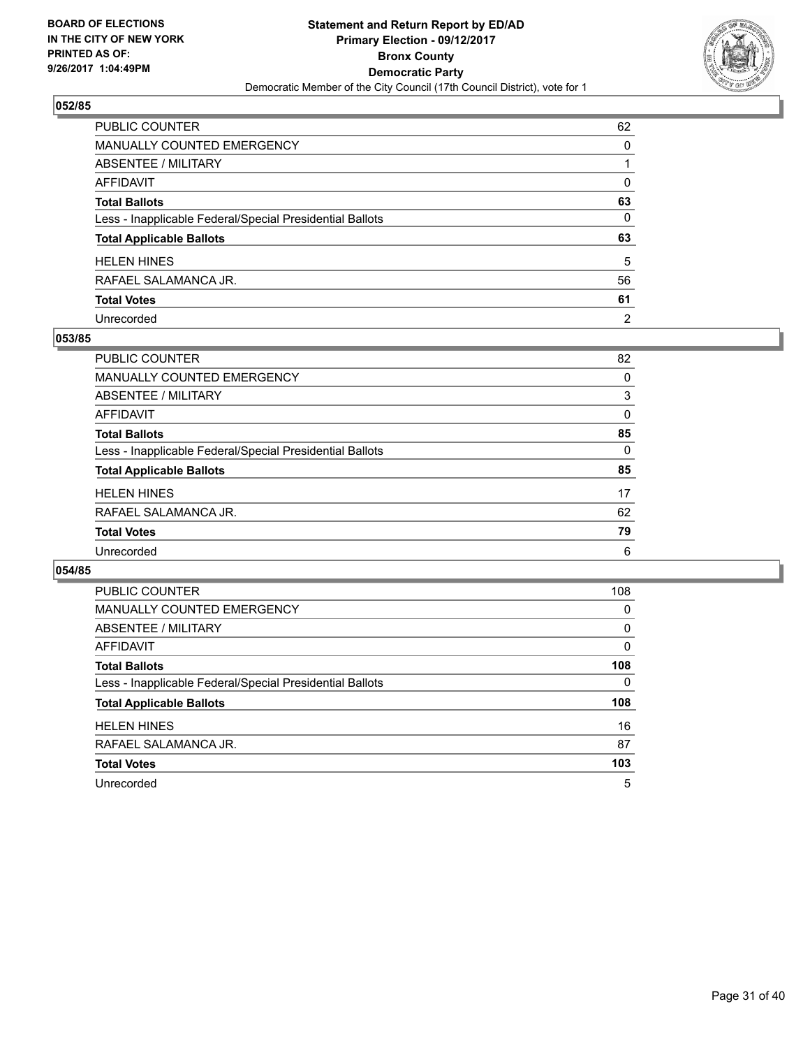**BOARD OF ELECTIONS IN THE CITY OF NEW YORK PRINTED AS OF: 9/26/2017 1:04:49PM**

**Statement and Return Report by ED/AD Primary Election - 09/12/2017 Bronx County Democratic Party**
Democratic Member of the City Council (17th Council District), vote for 1

### 052/85

| | |
|---|---|
| PUBLIC COUNTER | 62 |
| MANUALLY COUNTED EMERGENCY | 0 |
| ABSENTEE / MILITARY | 1 |
| AFFIDAVIT | 0 |
| **Total Ballots** | **63** |
| Less - Inapplicable Federal/Special Presidential Ballots | 0 |
| **Total Applicable Ballots** | **63** |
| HELEN HINES | 5 |
| RAFAEL SALAMANCA JR. | 56 |
| **Total Votes** | **61** |
| Unrecorded | 2 |

### 053/85

| | |
|---|---|
| PUBLIC COUNTER | 82 |
| MANUALLY COUNTED EMERGENCY | 0 |
| ABSENTEE / MILITARY | 3 |
| AFFIDAVIT | 0 |
| **Total Ballots** | **85** |
| Less - Inapplicable Federal/Special Presidential Ballots | 0 |
| **Total Applicable Ballots** | **85** |
| HELEN HINES | 17 |
| RAFAEL SALAMANCA JR. | 62 |
| **Total Votes** | **79** |
| Unrecorded | 6 |

### 054/85

| | |
|---|---|
| PUBLIC COUNTER | 108 |
| MANUALLY COUNTED EMERGENCY | 0 |
| ABSENTEE / MILITARY | 0 |
| AFFIDAVIT | 0 |
| **Total Ballots** | **108** |
| Less - Inapplicable Federal/Special Presidential Ballots | 0 |
| **Total Applicable Ballots** | **108** |
| HELEN HINES | 16 |
| RAFAEL SALAMANCA JR. | 87 |
| **Total Votes** | **103** |
| Unrecorded | 5 |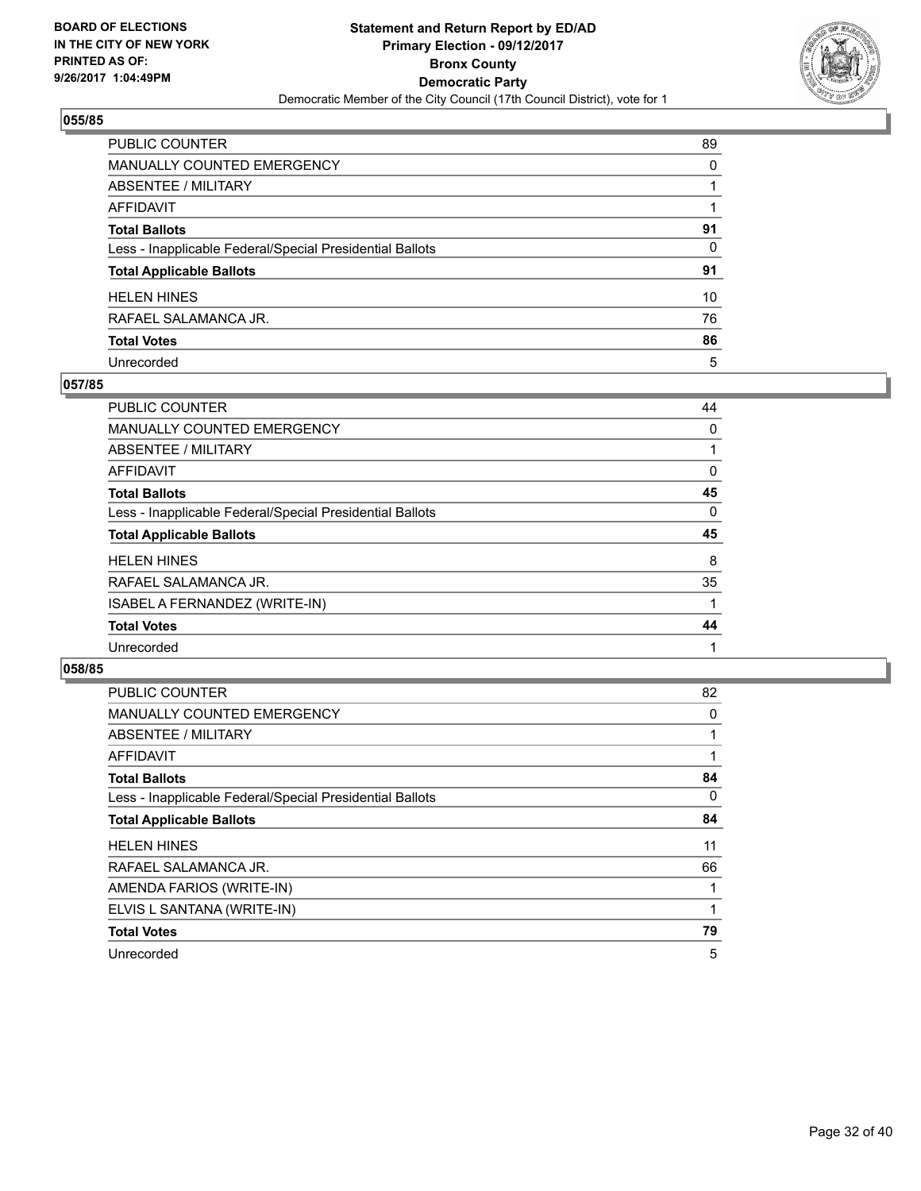**BOARD OF ELECTIONS IN THE CITY OF NEW YORK PRINTED AS OF: 9/26/2017 1:04:49PM**

**Statement and Return Report by ED/AD**
**Primary Election - 09/12/2017**
**Bronx County**
**Democratic Party**
Democratic Member of the City Council (17th Council District), vote for 1

## 055/85

| | |
|---|---|
| PUBLIC COUNTER | 89 |
| MANUALLY COUNTED EMERGENCY | 0 |
| ABSENTEE / MILITARY | 1 |
| AFFIDAVIT | 1 |
| **Total Ballots** | **91** |
| Less - Inapplicable Federal/Special Presidential Ballots | 0 |
| **Total Applicable Ballots** | **91** |
| HELEN HINES | 10 |
| RAFAEL SALAMANCA JR. | 76 |
| **Total Votes** | **86** |
| Unrecorded | 5 |

## 057/85

| | |
|---|---|
| PUBLIC COUNTER | 44 |
| MANUALLY COUNTED EMERGENCY | 0 |
| ABSENTEE / MILITARY | 1 |
| AFFIDAVIT | 0 |
| **Total Ballots** | **45** |
| Less - Inapplicable Federal/Special Presidential Ballots | 0 |
| **Total Applicable Ballots** | **45** |
| HELEN HINES | 8 |
| RAFAEL SALAMANCA JR. | 35 |
| ISABEL A FERNANDEZ (WRITE-IN) | 1 |
| **Total Votes** | **44** |
| Unrecorded | 1 |

## 058/85

| | |
|---|---|
| PUBLIC COUNTER | 82 |
| MANUALLY COUNTED EMERGENCY | 0 |
| ABSENTEE / MILITARY | 1 |
| AFFIDAVIT | 1 |
| **Total Ballots** | **84** |
| Less - Inapplicable Federal/Special Presidential Ballots | 0 |
| **Total Applicable Ballots** | **84** |
| HELEN HINES | 11 |
| RAFAEL SALAMANCA JR. | 66 |
| AMENDA FARIOS (WRITE-IN) | 1 |
| ELVIS L SANTANA (WRITE-IN) | 1 |
| **Total Votes** | **79** |
| Unrecorded | 5 |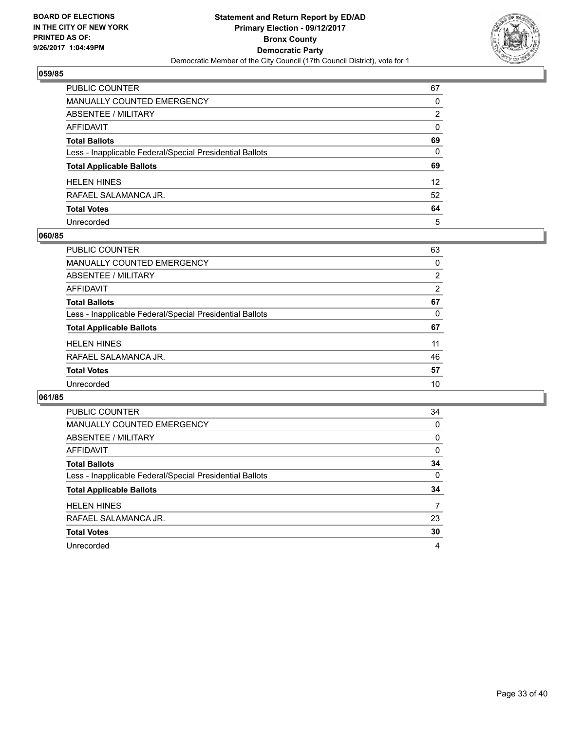BOARD OF ELECTIONS
IN THE CITY OF NEW YORK
PRINTED AS OF:
9/26/2017 1:04:49PM

**Statement and Return Report by ED/AD**
**Primary Election - 09/12/2017**
**Bronx County**
**Democratic Party**
Democratic Member of the City Council (17th Council District), vote for 1

### 059/85

| | |
|---|---|
| PUBLIC COUNTER | 67 |
| MANUALLY COUNTED EMERGENCY | 0 |
| ABSENTEE / MILITARY | 2 |
| AFFIDAVIT | 0 |
| **Total Ballots** | **69** |
| Less - Inapplicable Federal/Special Presidential Ballots | 0 |
| **Total Applicable Ballots** | **69** |
| HELEN HINES | 12 |
| RAFAEL SALAMANCA JR. | 52 |
| **Total Votes** | **64** |
| Unrecorded | 5 |

### 060/85

| | |
|---|---|
| PUBLIC COUNTER | 63 |
| MANUALLY COUNTED EMERGENCY | 0 |
| ABSENTEE / MILITARY | 2 |
| AFFIDAVIT | 2 |
| **Total Ballots** | **67** |
| Less - Inapplicable Federal/Special Presidential Ballots | 0 |
| **Total Applicable Ballots** | **67** |
| HELEN HINES | 11 |
| RAFAEL SALAMANCA JR. | 46 |
| **Total Votes** | **57** |
| Unrecorded | 10 |

### 061/85

| | |
|---|---|
| PUBLIC COUNTER | 34 |
| MANUALLY COUNTED EMERGENCY | 0 |
| ABSENTEE / MILITARY | 0 |
| AFFIDAVIT | 0 |
| **Total Ballots** | **34** |
| Less - Inapplicable Federal/Special Presidential Ballots | 0 |
| **Total Applicable Ballots** | **34** |
| HELEN HINES | 7 |
| RAFAEL SALAMANCA JR. | 23 |
| **Total Votes** | **30** |
| Unrecorded | 4 |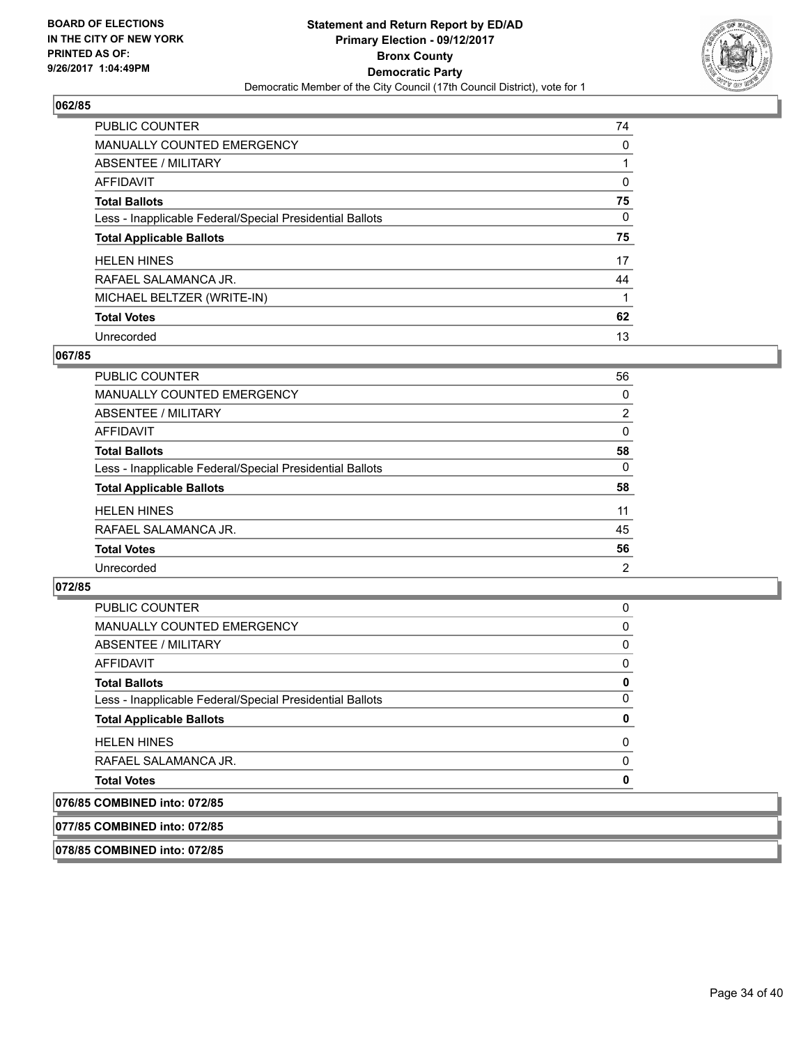BOARD OF ELECTIONS
IN THE CITY OF NEW YORK
PRINTED AS OF:
9/26/2017 1:04:49PM

**Statement and Return Report by ED/AD**
**Primary Election - 09/12/2017**
**Bronx County**
**Democratic Party**
Democratic Member of the City Council (17th Council District), vote for 1

## 062/85

| | |
|---|---|
| PUBLIC COUNTER | 74 |
| MANUALLY COUNTED EMERGENCY | 0 |
| ABSENTEE / MILITARY | 1 |
| AFFIDAVIT | 0 |
| **Total Ballots** | **75** |
| Less - Inapplicable Federal/Special Presidential Ballots | 0 |
| **Total Applicable Ballots** | **75** |
| HELEN HINES | 17 |
| RAFAEL SALAMANCA JR. | 44 |
| MICHAEL BELTZER (WRITE-IN) | 1 |
| **Total Votes** | **62** |
| Unrecorded | 13 |

## 067/85

| | |
|---|---|
| PUBLIC COUNTER | 56 |
| MANUALLY COUNTED EMERGENCY | 0 |
| ABSENTEE / MILITARY | 2 |
| AFFIDAVIT | 0 |
| **Total Ballots** | **58** |
| Less - Inapplicable Federal/Special Presidential Ballots | 0 |
| **Total Applicable Ballots** | **58** |
| HELEN HINES | 11 |
| RAFAEL SALAMANCA JR. | 45 |
| **Total Votes** | **56** |
| Unrecorded | 2 |

## 072/85

| | |
|---|---|
| PUBLIC COUNTER | 0 |
| MANUALLY COUNTED EMERGENCY | 0 |
| ABSENTEE / MILITARY | 0 |
| AFFIDAVIT | 0 |
| **Total Ballots** | **0** |
| Less - Inapplicable Federal/Special Presidential Ballots | 0 |
| **Total Applicable Ballots** | **0** |
| HELEN HINES | 0 |
| RAFAEL SALAMANCA JR. | 0 |
| **Total Votes** | **0** |

## 076/85 COMBINED into: 072/85

## 077/85 COMBINED into: 072/85

## 078/85 COMBINED into: 072/85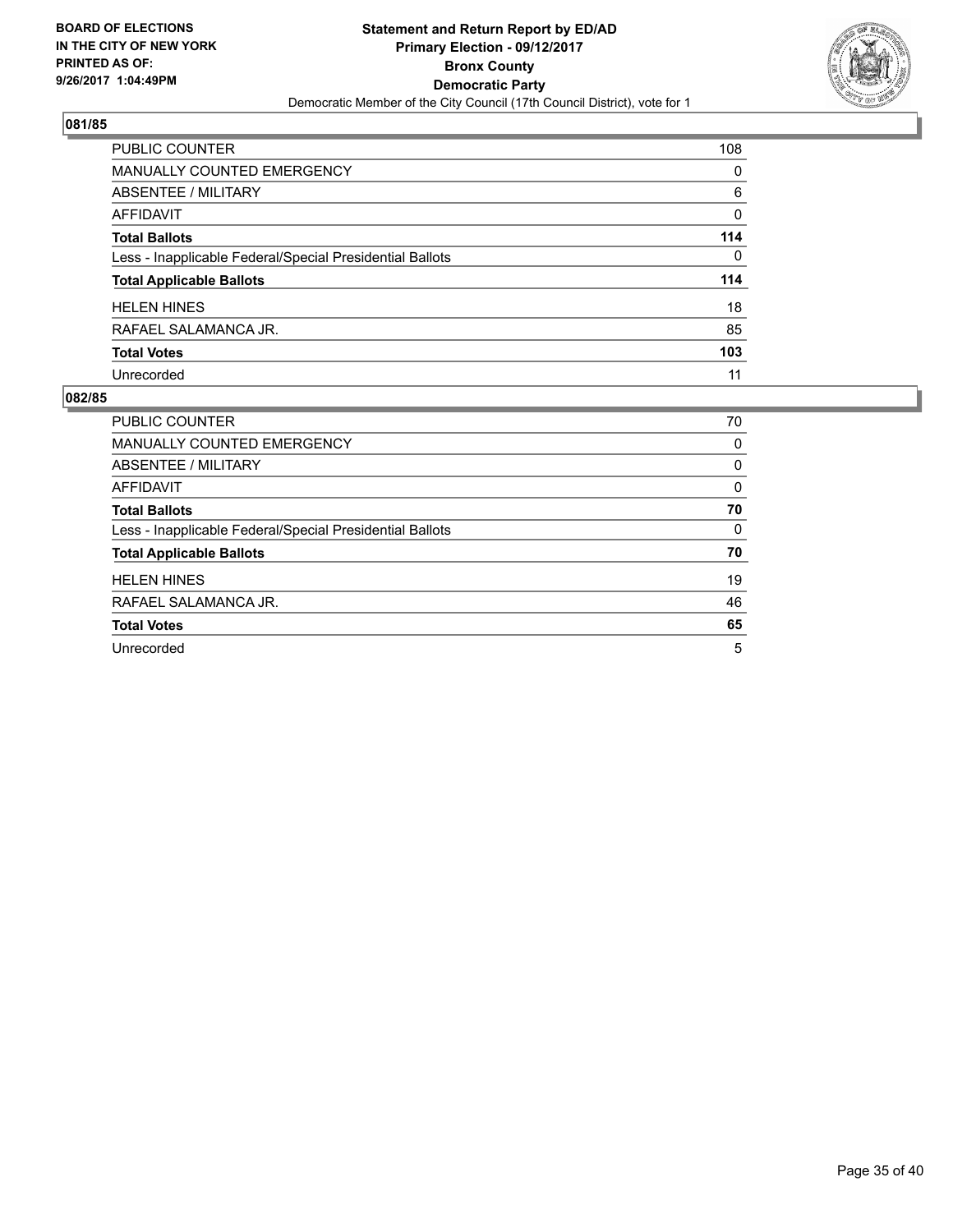**BOARD OF ELECTIONS IN THE CITY OF NEW YORK PRINTED AS OF: 9/26/2017 1:04:49PM**

**Statement and Return Report by ED/AD**
**Primary Election - 09/12/2017**
**Bronx County**
**Democratic Party**
Democratic Member of the City Council (17th Council District), vote for 1

### 081/85

| | |
|---|---|
| PUBLIC COUNTER | 108 |
| MANUALLY COUNTED EMERGENCY | 0 |
| ABSENTEE / MILITARY | 6 |
| AFFIDAVIT | 0 |
| **Total Ballots** | **114** |
| Less - Inapplicable Federal/Special Presidential Ballots | 0 |
| **Total Applicable Ballots** | **114** |
| HELEN HINES | 18 |
| RAFAEL SALAMANCA JR. | 85 |
| **Total Votes** | **103** |
| Unrecorded | 11 |

### 082/85

| | |
|---|---|
| PUBLIC COUNTER | 70 |
| MANUALLY COUNTED EMERGENCY | 0 |
| ABSENTEE / MILITARY | 0 |
| AFFIDAVIT | 0 |
| **Total Ballots** | **70** |
| Less - Inapplicable Federal/Special Presidential Ballots | 0 |
| **Total Applicable Ballots** | **70** |
| HELEN HINES | 19 |
| RAFAEL SALAMANCA JR. | 46 |
| **Total Votes** | **65** |
| Unrecorded | 5 |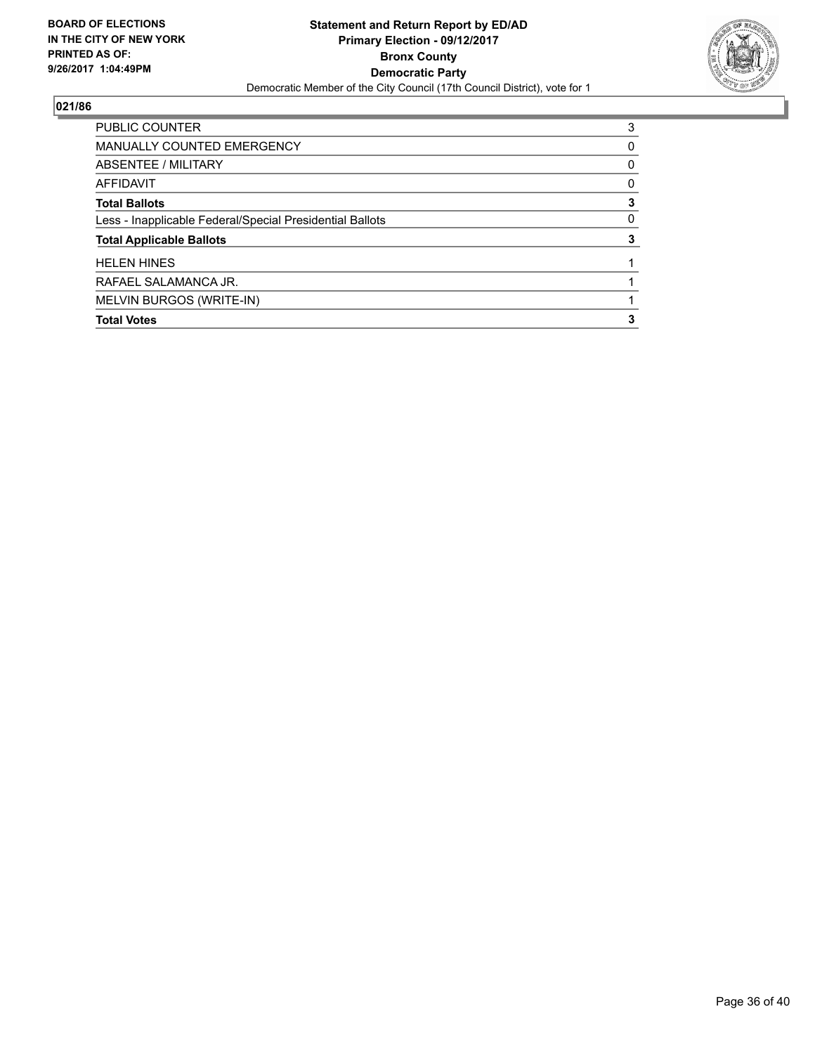**BOARD OF ELECTIONS IN THE CITY OF NEW YORK PRINTED AS OF: 9/26/2017 1:04:49PM**

# Statement and Return Report by ED/AD
## Primary Election - 09/12/2017
## Bronx County
## Democratic Party
Democratic Member of the City Council (17th Council District), vote for 1

### 021/86

| | |
|---|---|
| PUBLIC COUNTER | 3 |
| MANUALLY COUNTED EMERGENCY | 0 |
| ABSENTEE / MILITARY | 0 |
| AFFIDAVIT | 0 |
| **Total Ballots** | **3** |
| Less - Inapplicable Federal/Special Presidential Ballots | 0 |
| **Total Applicable Ballots** | **3** |
| HELEN HINES | 1 |
| RAFAEL SALAMANCA JR. | 1 |
| MELVIN BURGOS (WRITE-IN) | 1 |
| **Total Votes** | **3** |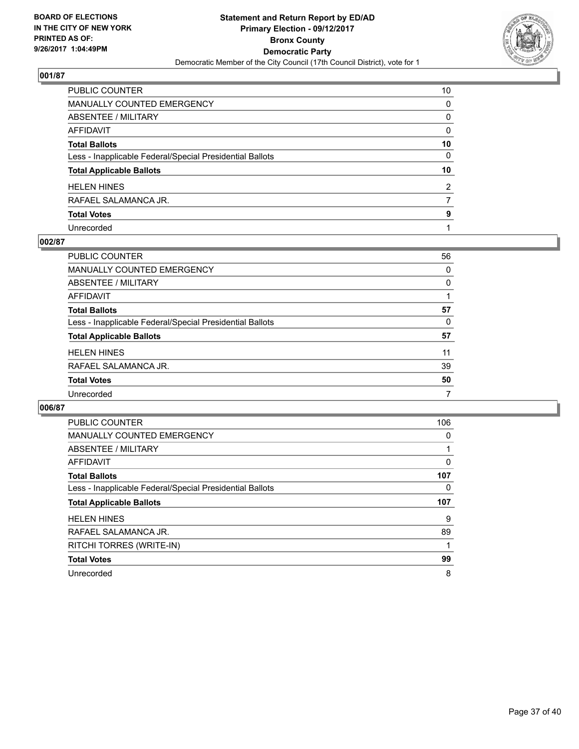**BOARD OF ELECTIONS IN THE CITY OF NEW YORK PRINTED AS OF: 9/26/2017 1:04:49PM**

**Statement and Return Report by ED/AD**
**Primary Election - 09/12/2017**
**Bronx County**
**Democratic Party**
Democratic Member of the City Council (17th Council District), vote for 1

## 001/87

| | |
|---|---|
| PUBLIC COUNTER | 10 |
| MANUALLY COUNTED EMERGENCY | 0 |
| ABSENTEE / MILITARY | 0 |
| AFFIDAVIT | 0 |
| **Total Ballots** | **10** |
| Less - Inapplicable Federal/Special Presidential Ballots | 0 |
| **Total Applicable Ballots** | **10** |
| HELEN HINES | 2 |
| RAFAEL SALAMANCA JR. | 7 |
| **Total Votes** | **9** |
| Unrecorded | 1 |

## 002/87

| | |
|---|---|
| PUBLIC COUNTER | 56 |
| MANUALLY COUNTED EMERGENCY | 0 |
| ABSENTEE / MILITARY | 0 |
| AFFIDAVIT | 1 |
| **Total Ballots** | **57** |
| Less - Inapplicable Federal/Special Presidential Ballots | 0 |
| **Total Applicable Ballots** | **57** |
| HELEN HINES | 11 |
| RAFAEL SALAMANCA JR. | 39 |
| **Total Votes** | **50** |
| Unrecorded | 7 |

## 006/87

| | |
|---|---|
| PUBLIC COUNTER | 106 |
| MANUALLY COUNTED EMERGENCY | 0 |
| ABSENTEE / MILITARY | 1 |
| AFFIDAVIT | 0 |
| **Total Ballots** | **107** |
| Less - Inapplicable Federal/Special Presidential Ballots | 0 |
| **Total Applicable Ballots** | **107** |
| HELEN HINES | 9 |
| RAFAEL SALAMANCA JR. | 89 |
| RITCHI TORRES (WRITE-IN) | 1 |
| **Total Votes** | **99** |
| Unrecorded | 8 |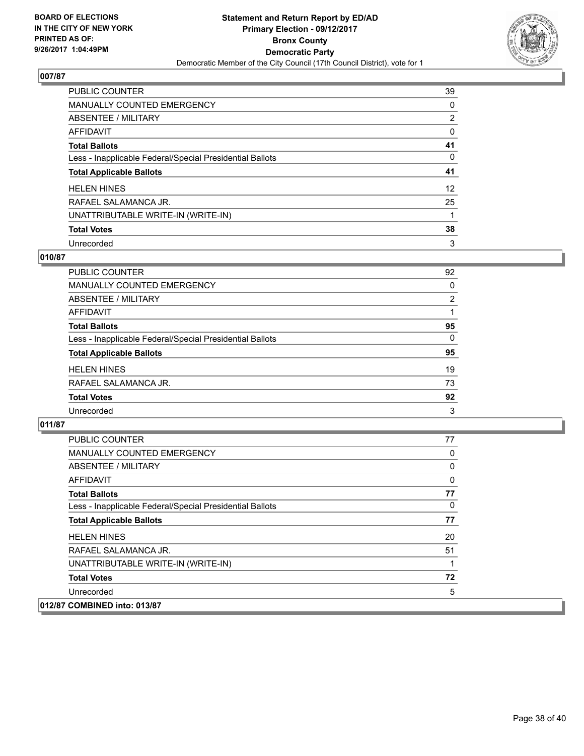**BOARD OF ELECTIONS IN THE CITY OF NEW YORK PRINTED AS OF: 9/26/2017 1:04:49PM**

**Statement and Return Report by ED/AD Primary Election - 09/12/2017 Bronx County Democratic Party**

Democratic Member of the City Council (17th Council District), vote for 1

### 007/87

| | |
|---|---|
| PUBLIC COUNTER | 39 |
| MANUALLY COUNTED EMERGENCY | 0 |
| ABSENTEE / MILITARY | 2 |
| AFFIDAVIT | 0 |
| **Total Ballots** | **41** |
| Less - Inapplicable Federal/Special Presidential Ballots | 0 |
| **Total Applicable Ballots** | **41** |
| HELEN HINES | 12 |
| RAFAEL SALAMANCA JR. | 25 |
| UNATTRIBUTABLE WRITE-IN (WRITE-IN) | 1 |
| **Total Votes** | **38** |
| Unrecorded | 3 |

### 010/87

| | |
|---|---|
| PUBLIC COUNTER | 92 |
| MANUALLY COUNTED EMERGENCY | 0 |
| ABSENTEE / MILITARY | 2 |
| AFFIDAVIT | 1 |
| **Total Ballots** | **95** |
| Less - Inapplicable Federal/Special Presidential Ballots | 0 |
| **Total Applicable Ballots** | **95** |
| HELEN HINES | 19 |
| RAFAEL SALAMANCA JR. | 73 |
| **Total Votes** | **92** |
| Unrecorded | 3 |

### 011/87

| | |
|---|---|
| PUBLIC COUNTER | 77 |
| MANUALLY COUNTED EMERGENCY | 0 |
| ABSENTEE / MILITARY | 0 |
| AFFIDAVIT | 0 |
| **Total Ballots** | **77** |
| Less - Inapplicable Federal/Special Presidential Ballots | 0 |
| **Total Applicable Ballots** | **77** |
| HELEN HINES | 20 |
| RAFAEL SALAMANCA JR. | 51 |
| UNATTRIBUTABLE WRITE-IN (WRITE-IN) | 1 |
| **Total Votes** | **72** |
| Unrecorded | 5 |

### 012/87 COMBINED into: 013/87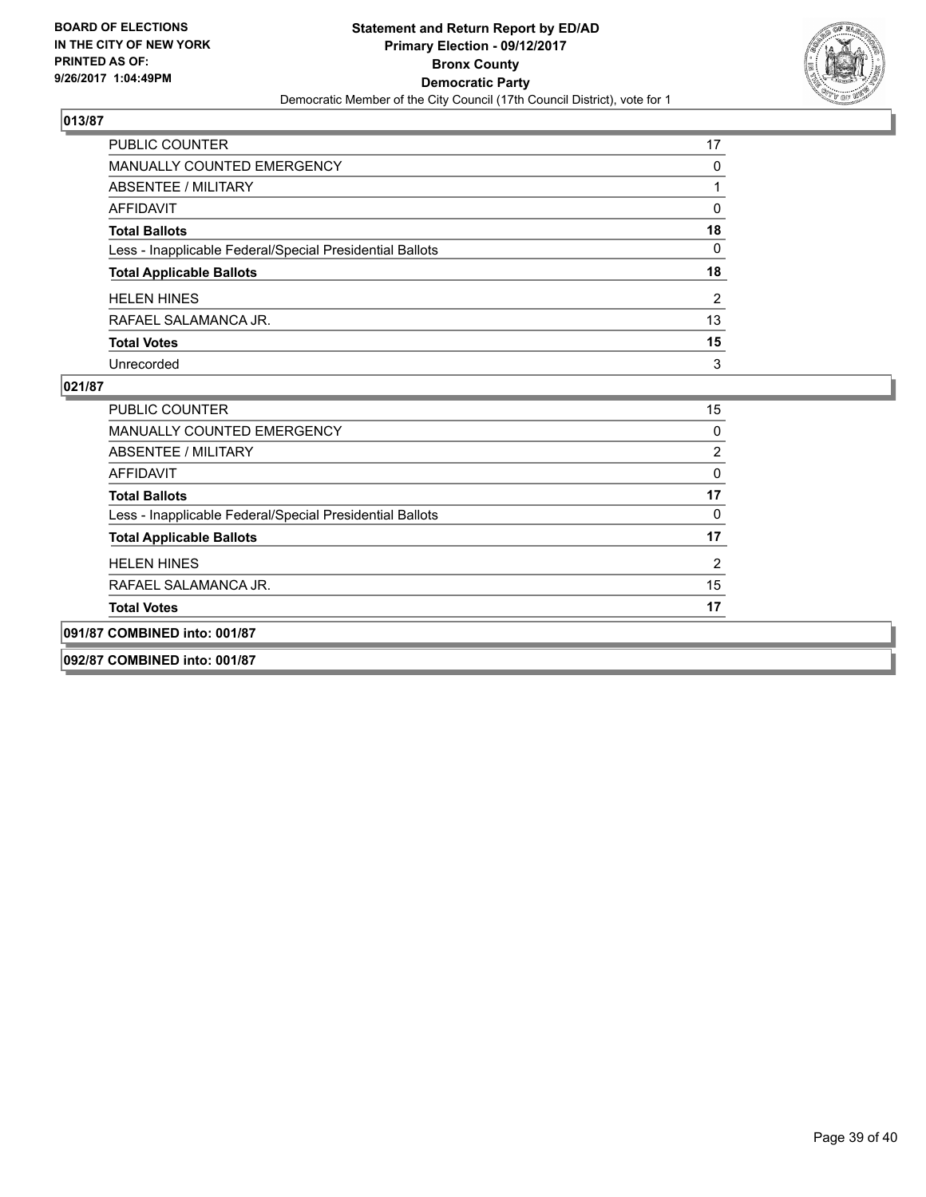**BOARD OF ELECTIONS IN THE CITY OF NEW YORK PRINTED AS OF: 9/26/2017 1:04:49PM**

**Statement and Return Report by ED/AD**
**Primary Election - 09/12/2017**
**Bronx County**
**Democratic Party**
Democratic Member of the City Council (17th Council District), vote for 1

### 013/87

| | |
|---|---|
| PUBLIC COUNTER | 17 |
| MANUALLY COUNTED EMERGENCY | 0 |
| ABSENTEE / MILITARY | 1 |
| AFFIDAVIT | 0 |
| **Total Ballots** | **18** |
| Less - Inapplicable Federal/Special Presidential Ballots | 0 |
| **Total Applicable Ballots** | **18** |
| HELEN HINES | 2 |
| RAFAEL SALAMANCA JR. | 13 |
| **Total Votes** | **15** |
| Unrecorded | 3 |

### 021/87

| | |
|---|---|
| PUBLIC COUNTER | 15 |
| MANUALLY COUNTED EMERGENCY | 0 |
| ABSENTEE / MILITARY | 2 |
| AFFIDAVIT | 0 |
| **Total Ballots** | **17** |
| Less - Inapplicable Federal/Special Presidential Ballots | 0 |
| **Total Applicable Ballots** | **17** |
| HELEN HINES | 2 |
| RAFAEL SALAMANCA JR. | 15 |
| **Total Votes** | **17** |

### 091/87 COMBINED into: 001/87

### 092/87 COMBINED into: 001/87